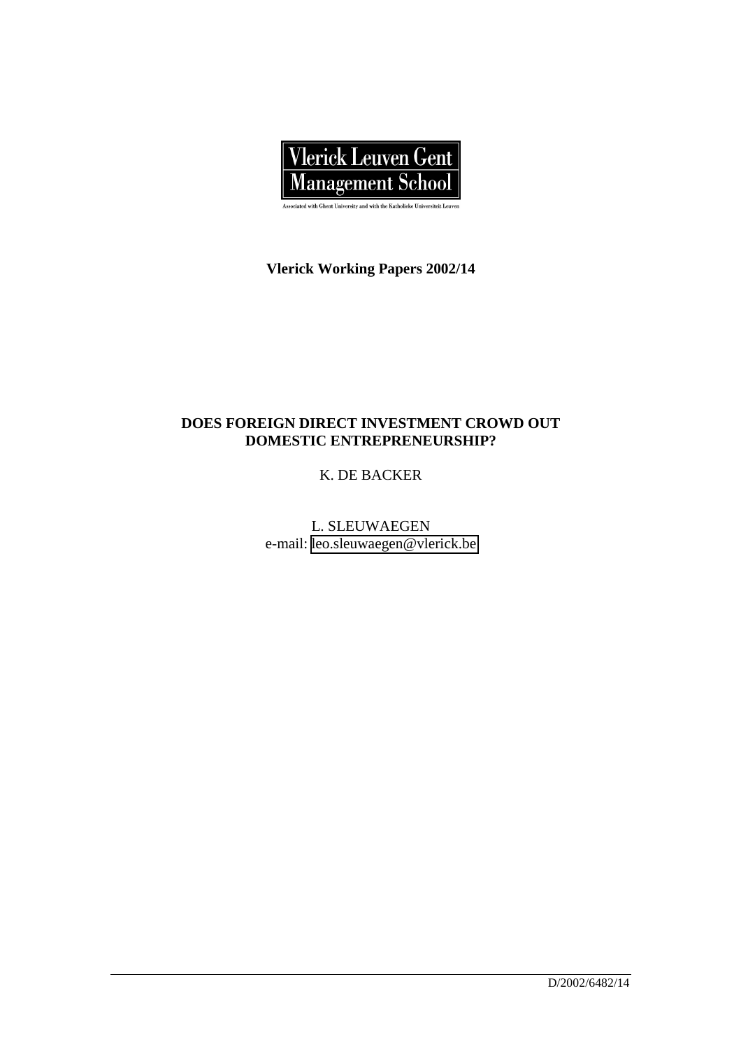Vlerick Leuven Gent Management School

Associated with Ghent University and with the Katholieke Universiteit Leuven

**Vlerick Working Papers 2002/14**

**DOES FOREIGN DIRECT INVESTMENT CROWD OUT DOMESTIC ENTREPRENEURSHIP?**

K. DE BACKER

L. SLEUWAEGEN
e-mail: leo.sleuwaegen@vlerick.be

D/2002/6482/14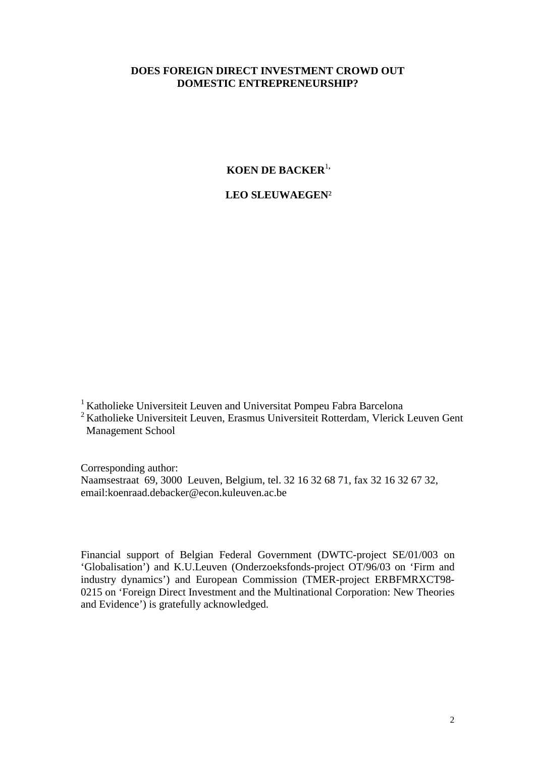**DOES FOREIGN DIRECT INVESTMENT CROWD OUT DOMESTIC ENTREPRENEURSHIP?**

**KOEN DE BACKER**[1,]

**LEO SLEUWAEGEN**[2]

[1] Katholieke Universiteit Leuven and Universitat Pompeu Fabra Barcelona
[2] Katholieke Universiteit Leuven, Erasmus Universiteit Rotterdam, Vlerick Leuven Gent Management School

Corresponding author:
Naamsestraat 69, 3000 Leuven, Belgium, tel. 32 16 32 68 71, fax 32 16 32 67 32, email:koenraad.debacker@econ.kuleuven.ac.be

Financial support of Belgian Federal Government (DWTC-project SE/01/003 on 'Globalisation') and K.U.Leuven (Onderzoeksfonds-project OT/96/03 on 'Firm and industry dynamics') and European Commission (TMER-project ERBFMRXCT98-0215 on 'Foreign Direct Investment and the Multinational Corporation: New Theories and Evidence') is gratefully acknowledged.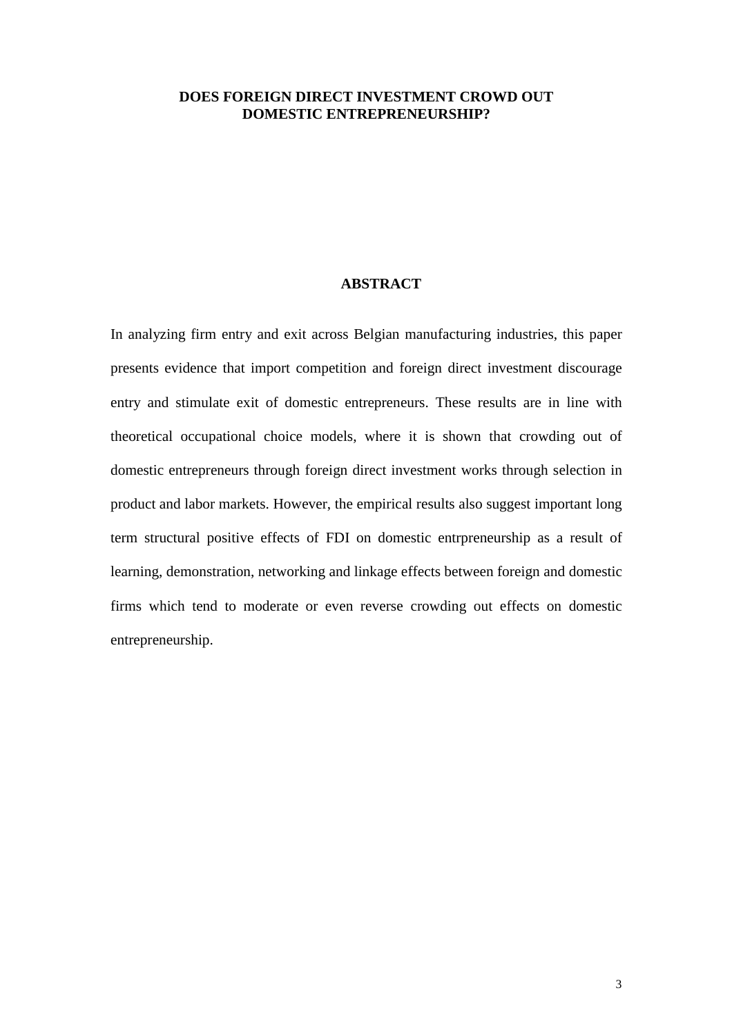# DOES FOREIGN DIRECT INVESTMENT CROWD OUT DOMESTIC ENTREPRENEURSHIP?

## ABSTRACT

In analyzing firm entry and exit across Belgian manufacturing industries, this paper presents evidence that import competition and foreign direct investment discourage entry and stimulate exit of domestic entrepreneurs. These results are in line with theoretical occupational choice models, where it is shown that crowding out of domestic entrepreneurs through foreign direct investment works through selection in product and labor markets. However, the empirical results also suggest important long term structural positive effects of FDI on domestic entrpreneurship as a result of learning, demonstration, networking and linkage effects between foreign and domestic firms which tend to moderate or even reverse crowding out effects on domestic entrepreneurship.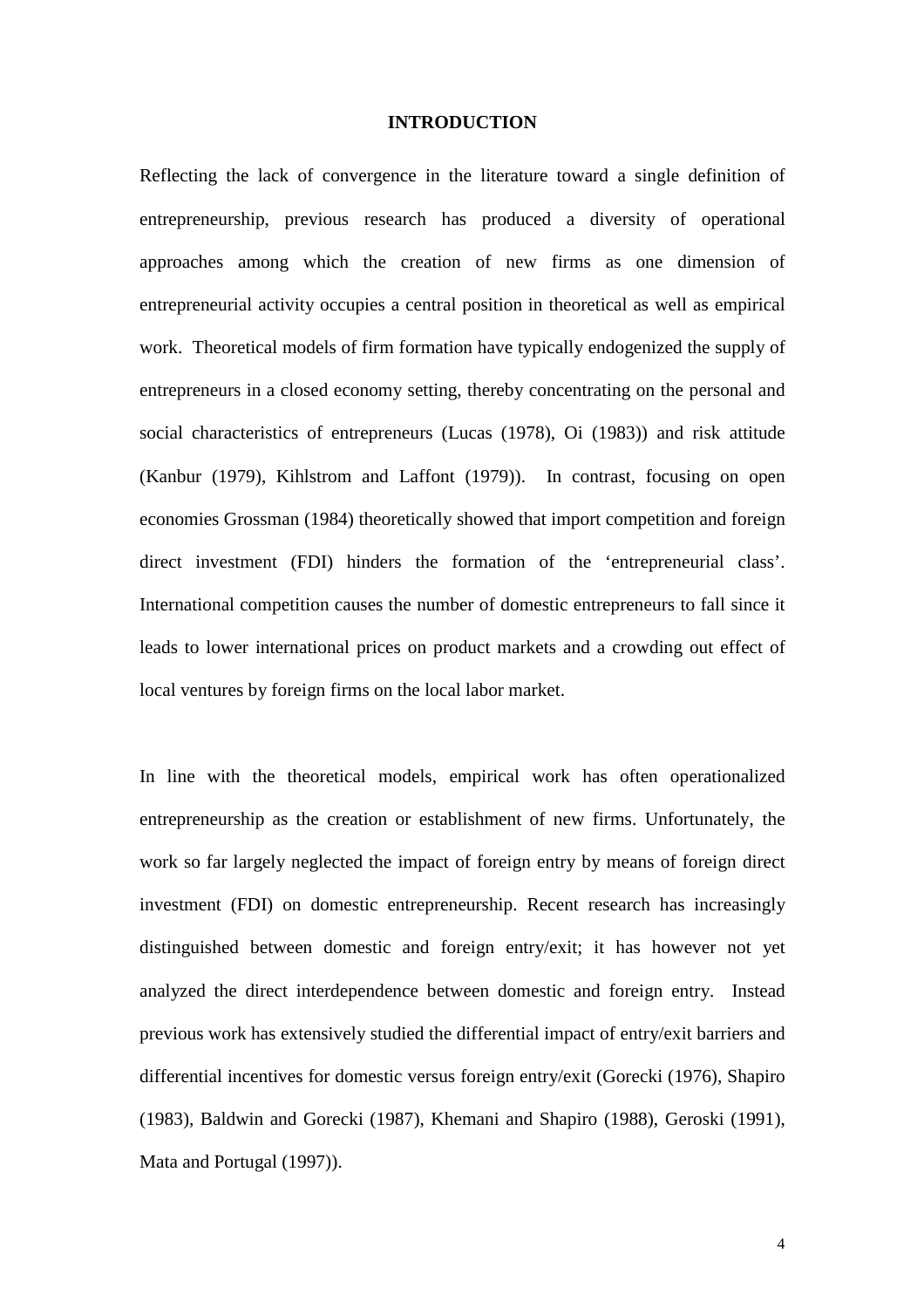# INTRODUCTION

Reflecting the lack of convergence in the literature toward a single definition of entrepreneurship, previous research has produced a diversity of operational approaches among which the creation of new firms as one dimension of entrepreneurial activity occupies a central position in theoretical as well as empirical work. Theoretical models of firm formation have typically endogenized the supply of entrepreneurs in a closed economy setting, thereby concentrating on the personal and social characteristics of entrepreneurs (Lucas (1978), Oi (1983)) and risk attitude (Kanbur (1979), Kihlstrom and Laffont (1979)). In contrast, focusing on open economies Grossman (1984) theoretically showed that import competition and foreign direct investment (FDI) hinders the formation of the 'entrepreneurial class'. International competition causes the number of domestic entrepreneurs to fall since it leads to lower international prices on product markets and a crowding out effect of local ventures by foreign firms on the local labor market.

In line with the theoretical models, empirical work has often operationalized entrepreneurship as the creation or establishment of new firms. Unfortunately, the work so far largely neglected the impact of foreign entry by means of foreign direct investment (FDI) on domestic entrepreneurship. Recent research has increasingly distinguished between domestic and foreign entry/exit; it has however not yet analyzed the direct interdependence between domestic and foreign entry. Instead previous work has extensively studied the differential impact of entry/exit barriers and differential incentives for domestic versus foreign entry/exit (Gorecki (1976), Shapiro (1983), Baldwin and Gorecki (1987), Khemani and Shapiro (1988), Geroski (1991), Mata and Portugal (1997)).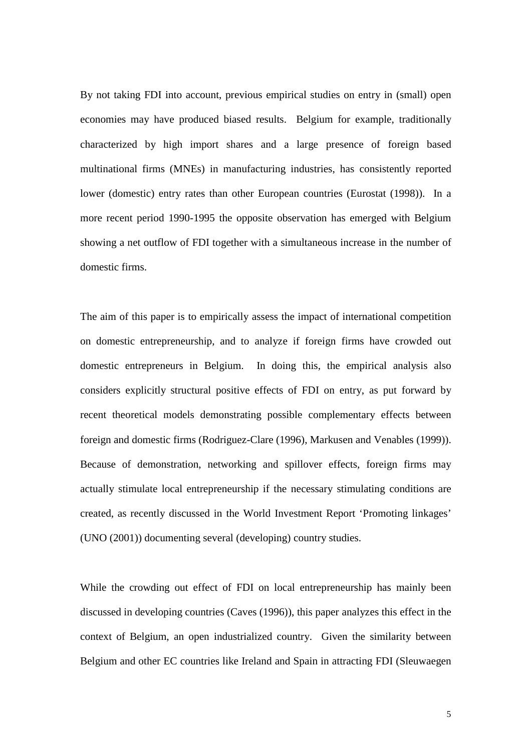By not taking FDI into account, previous empirical studies on entry in (small) open economies may have produced biased results. Belgium for example, traditionally characterized by high import shares and a large presence of foreign based multinational firms (MNEs) in manufacturing industries, has consistently reported lower (domestic) entry rates than other European countries (Eurostat (1998)). In a more recent period 1990-1995 the opposite observation has emerged with Belgium showing a net outflow of FDI together with a simultaneous increase in the number of domestic firms.

The aim of this paper is to empirically assess the impact of international competition on domestic entrepreneurship, and to analyze if foreign firms have crowded out domestic entrepreneurs in Belgium. In doing this, the empirical analysis also considers explicitly structural positive effects of FDI on entry, as put forward by recent theoretical models demonstrating possible complementary effects between foreign and domestic firms (Rodriguez-Clare (1996), Markusen and Venables (1999)). Because of demonstration, networking and spillover effects, foreign firms may actually stimulate local entrepreneurship if the necessary stimulating conditions are created, as recently discussed in the World Investment Report 'Promoting linkages' (UNO (2001)) documenting several (developing) country studies.

While the crowding out effect of FDI on local entrepreneurship has mainly been discussed in developing countries (Caves (1996)), this paper analyzes this effect in the context of Belgium, an open industrialized country. Given the similarity between Belgium and other EC countries like Ireland and Spain in attracting FDI (Sleuwaegen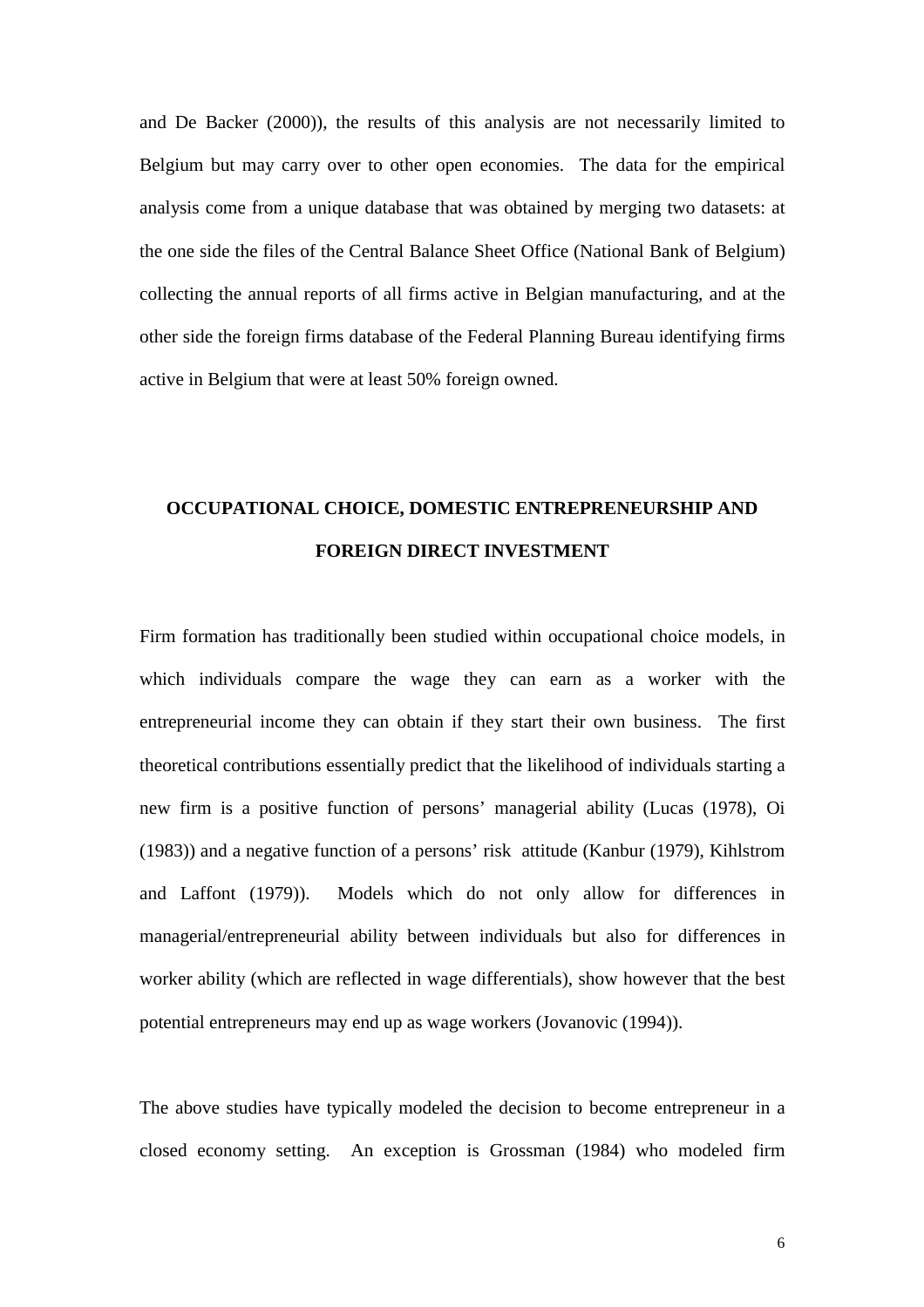and De Backer (2000)), the results of this analysis are not necessarily limited to Belgium but may carry over to other open economies. The data for the empirical analysis come from a unique database that was obtained by merging two datasets: at the one side the files of the Central Balance Sheet Office (National Bank of Belgium) collecting the annual reports of all firms active in Belgian manufacturing, and at the other side the foreign firms database of the Federal Planning Bureau identifying firms active in Belgium that were at least 50% foreign owned.

## OCCUPATIONAL CHOICE, DOMESTIC ENTREPRENEURSHIP AND FOREIGN DIRECT INVESTMENT

Firm formation has traditionally been studied within occupational choice models, in which individuals compare the wage they can earn as a worker with the entrepreneurial income they can obtain if they start their own business. The first theoretical contributions essentially predict that the likelihood of individuals starting a new firm is a positive function of persons' managerial ability (Lucas (1978), Oi (1983)) and a negative function of a persons' risk attitude (Kanbur (1979), Kihlstrom and Laffont (1979)). Models which do not only allow for differences in managerial/entrepreneurial ability between individuals but also for differences in worker ability (which are reflected in wage differentials), show however that the best potential entrepreneurs may end up as wage workers (Jovanovic (1994)).

The above studies have typically modeled the decision to become entrepreneur in a closed economy setting. An exception is Grossman (1984) who modeled firm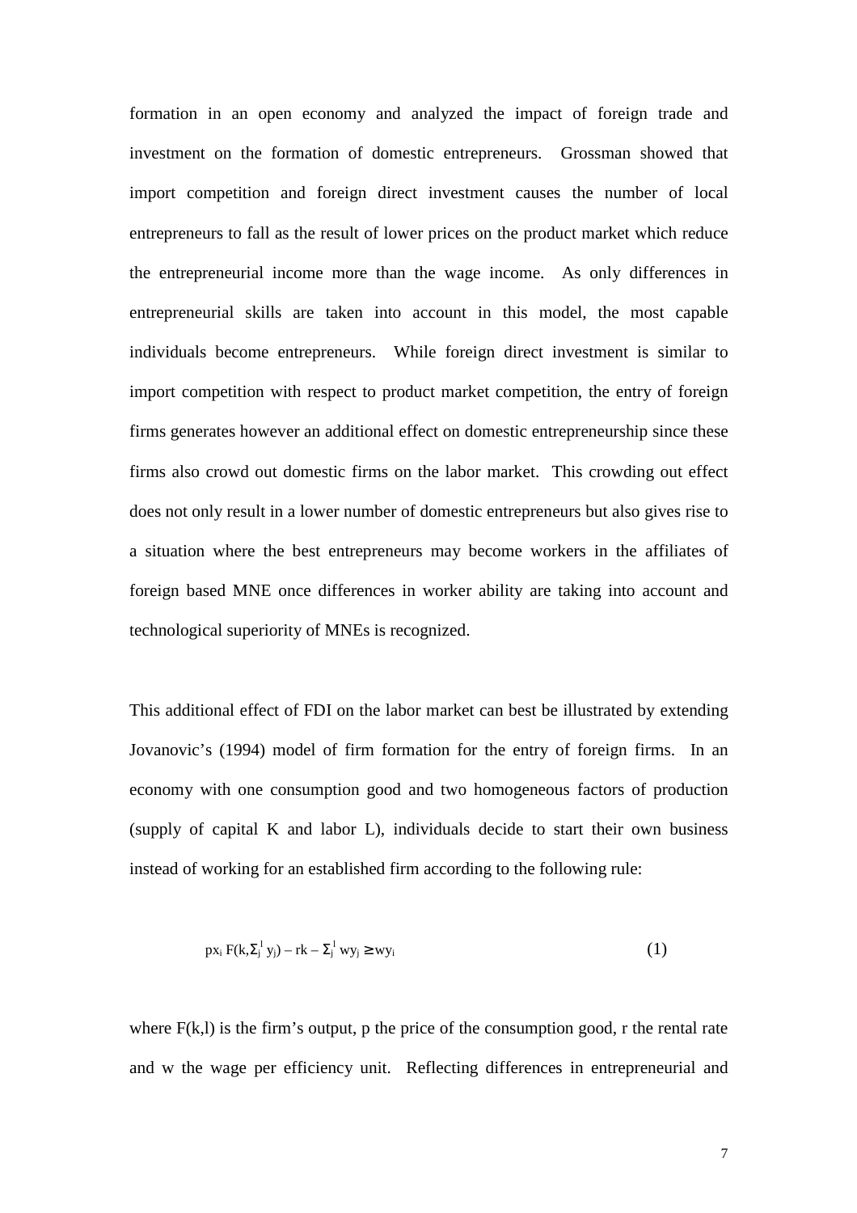formation in an open economy and analyzed the impact of foreign trade and investment on the formation of domestic entrepreneurs. Grossman showed that import competition and foreign direct investment causes the number of local entrepreneurs to fall as the result of lower prices on the product market which reduce the entrepreneurial income more than the wage income. As only differences in entrepreneurial skills are taken into account in this model, the most capable individuals become entrepreneurs. While foreign direct investment is similar to import competition with respect to product market competition, the entry of foreign firms generates however an additional effect on domestic entrepreneurship since these firms also crowd out domestic firms on the labor market. This crowding out effect does not only result in a lower number of domestic entrepreneurs but also gives rise to a situation where the best entrepreneurs may become workers in the affiliates of foreign based MNE once differences in worker ability are taking into account and technological superiority of MNEs is recognized.

This additional effect of FDI on the labor market can best be illustrated by extending Jovanovic's (1994) model of firm formation for the entry of foreign firms. In an economy with one consumption good and two homogeneous factors of production (supply of capital K and labor L), individuals decide to start their own business instead of working for an established firm according to the following rule:

$$px_i\, F(k, \Sigma_j^{l}\, y_j) - rk - \Sigma_j^{l}\, wy_j \geq wy_i \qquad (1)$$

where F(k,l) is the firm's output, p the price of the consumption good, r the rental rate and w the wage per efficiency unit. Reflecting differences in entrepreneurial and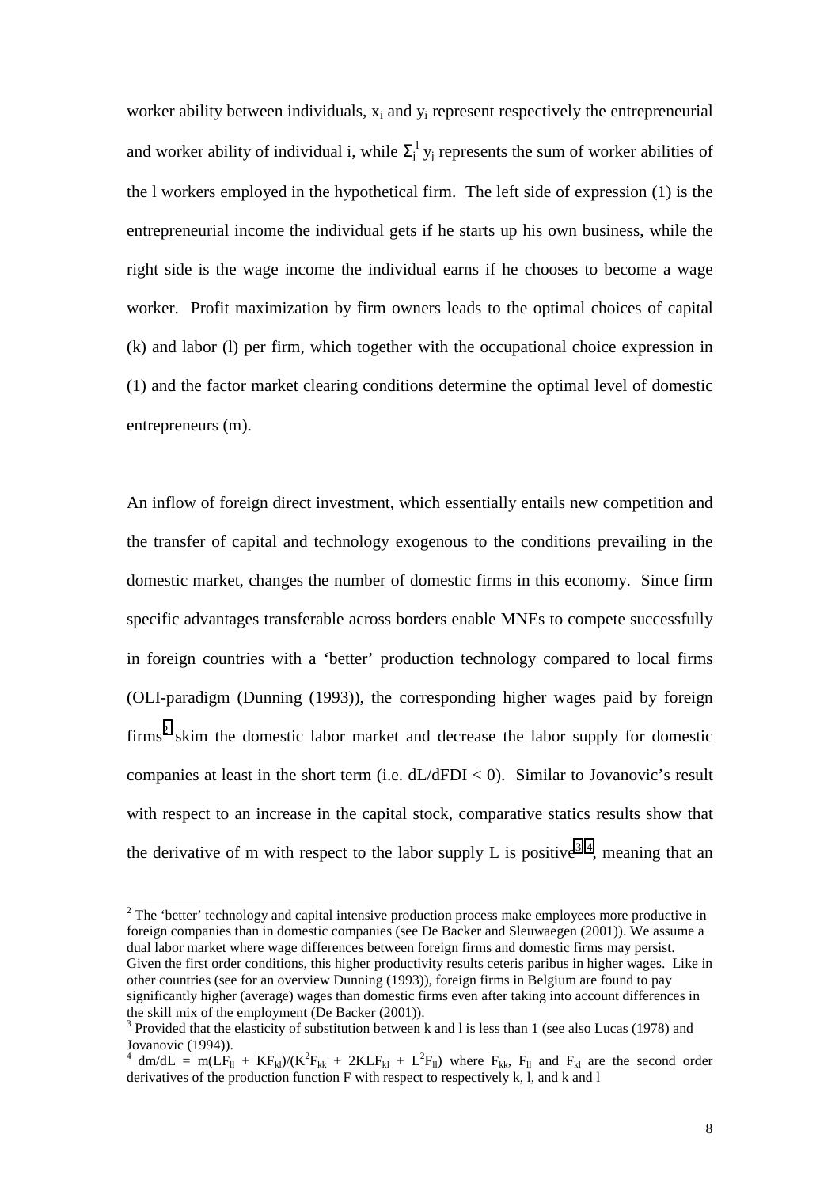worker ability between individuals, $x_i$ and $y_i$ represent respectively the entrepreneurial and worker ability of individual i, while $\Sigma_j^l y_j$ represents the sum of worker abilities of the l workers employed in the hypothetical firm. The left side of expression (1) is the entrepreneurial income the individual gets if he starts up his own business, while the right side is the wage income the individual earns if he chooses to become a wage worker. Profit maximization by firm owners leads to the optimal choices of capital (k) and labor (l) per firm, which together with the occupational choice expression in (1) and the factor market clearing conditions determine the optimal level of domestic entrepreneurs (m).

An inflow of foreign direct investment, which essentially entails new competition and the transfer of capital and technology exogenous to the conditions prevailing in the domestic market, changes the number of domestic firms in this economy. Since firm specific advantages transferable across borders enable MNEs to compete successfully in foreign countries with a 'better' production technology compared to local firms (OLI-paradigm (Dunning (1993)), the corresponding higher wages paid by foreign firms[2] skim the domestic labor market and decrease the labor supply for domestic companies at least in the short term (i.e. $dL/dFDI < 0$). Similar to Jovanovic's result with respect to an increase in the capital stock, comparative statics results show that the derivative of m with respect to the labor supply L is positive[3,4], meaning that an

---

[2] The 'better' technology and capital intensive production process make employees more productive in foreign companies than in domestic companies (see De Backer and Sleuwaegen (2001)). We assume a dual labor market where wage differences between foreign firms and domestic firms may persist. Given the first order conditions, this higher productivity results ceteris paribus in higher wages. Like in other countries (see for an overview Dunning (1993)), foreign firms in Belgium are found to pay significantly higher (average) wages than domestic firms even after taking into account differences in the skill mix of the employment (De Backer (2001)).

[3] Provided that the elasticity of substitution between k and l is less than 1 (see also Lucas (1978) and Jovanovic (1994)).

[4] $dm/dL = m(LF_{ll} + KF_{kl})/(K^2F_{kk} + 2KLF_{kl} + L^2F_{ll})$ where $F_{kk}$, $F_{ll}$ and $F_{kl}$ are the second order derivatives of the production function F with respect to respectively k, l, and k and l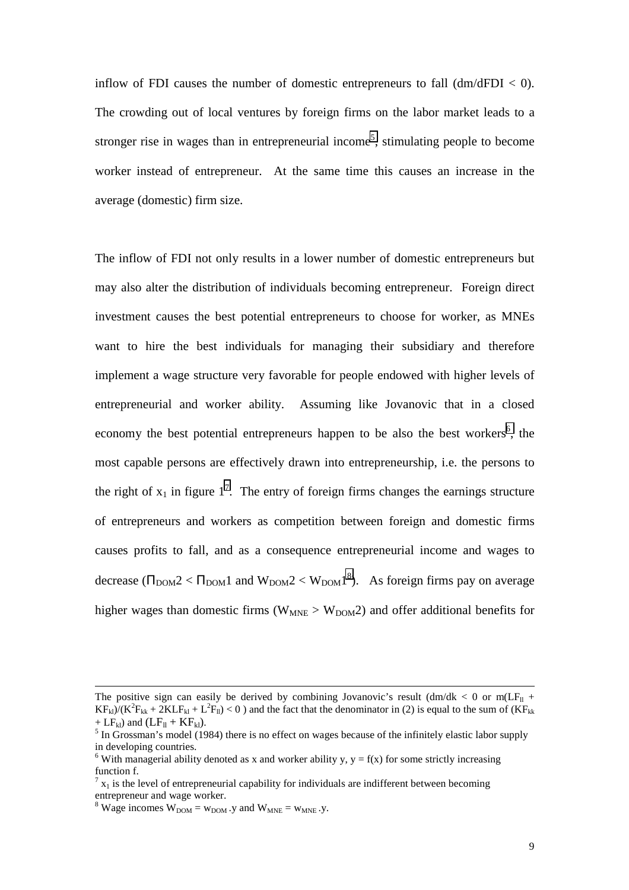inflow of FDI causes the number of domestic entrepreneurs to fall ($dm/dFDI < 0$). The crowding out of local ventures by foreign firms on the labor market leads to a stronger rise in wages than in entrepreneurial income[5], stimulating people to become worker instead of entrepreneur. At the same time this causes an increase in the average (domestic) firm size.

The inflow of FDI not only results in a lower number of domestic entrepreneurs but may also alter the distribution of individuals becoming entrepreneur. Foreign direct investment causes the best potential entrepreneurs to choose for worker, as MNEs want to hire the best individuals for managing their subsidiary and therefore implement a wage structure very favorable for people endowed with higher levels of entrepreneurial and worker ability. Assuming like Jovanovic that in a closed economy the best potential entrepreneurs happen to be also the best workers[6], the most capable persons are effectively drawn into entrepreneurship, i.e. the persons to the right of $x_1$ in figure 1[7]. The entry of foreign firms changes the earnings structure of entrepreneurs and workers as competition between foreign and domestic firms causes profits to fall, and as a consequence entrepreneurial income and wages to decrease ($\Pi_{DOM}2 < \Pi_{DOM}1$ and $W_{DOM}2 < W_{DOM}1$[8]). As foreign firms pay on average higher wages than domestic firms ($W_{MNE} > W_{DOM}2$) and offer additional benefits for

---

The positive sign can easily be derived by combining Jovanovic's result ($dm/dk < 0$ or $m(LF_{ll} + KF_{kl})/(K^2F_{kk} + 2KLF_{kl} + L^2F_{ll}) < 0$ ) and the fact that the denominator in (2) is equal to the sum of ($KF_{kk} + LF_{kl}$) and ($LF_{ll} + KF_{kl}$).

[5] In Grossman's model (1984) there is no effect on wages because of the infinitely elastic labor supply in developing countries.

[6] With managerial ability denoted as x and worker ability y, $y = f(x)$ for some strictly increasing function f.

[7] $x_1$ is the level of entrepreneurial capability for individuals are indifferent between becoming entrepreneur and wage worker.

[8] Wage incomes $W_{DOM} = w_{DOM} .y$ and $W_{MNE} = w_{MNE} .y$.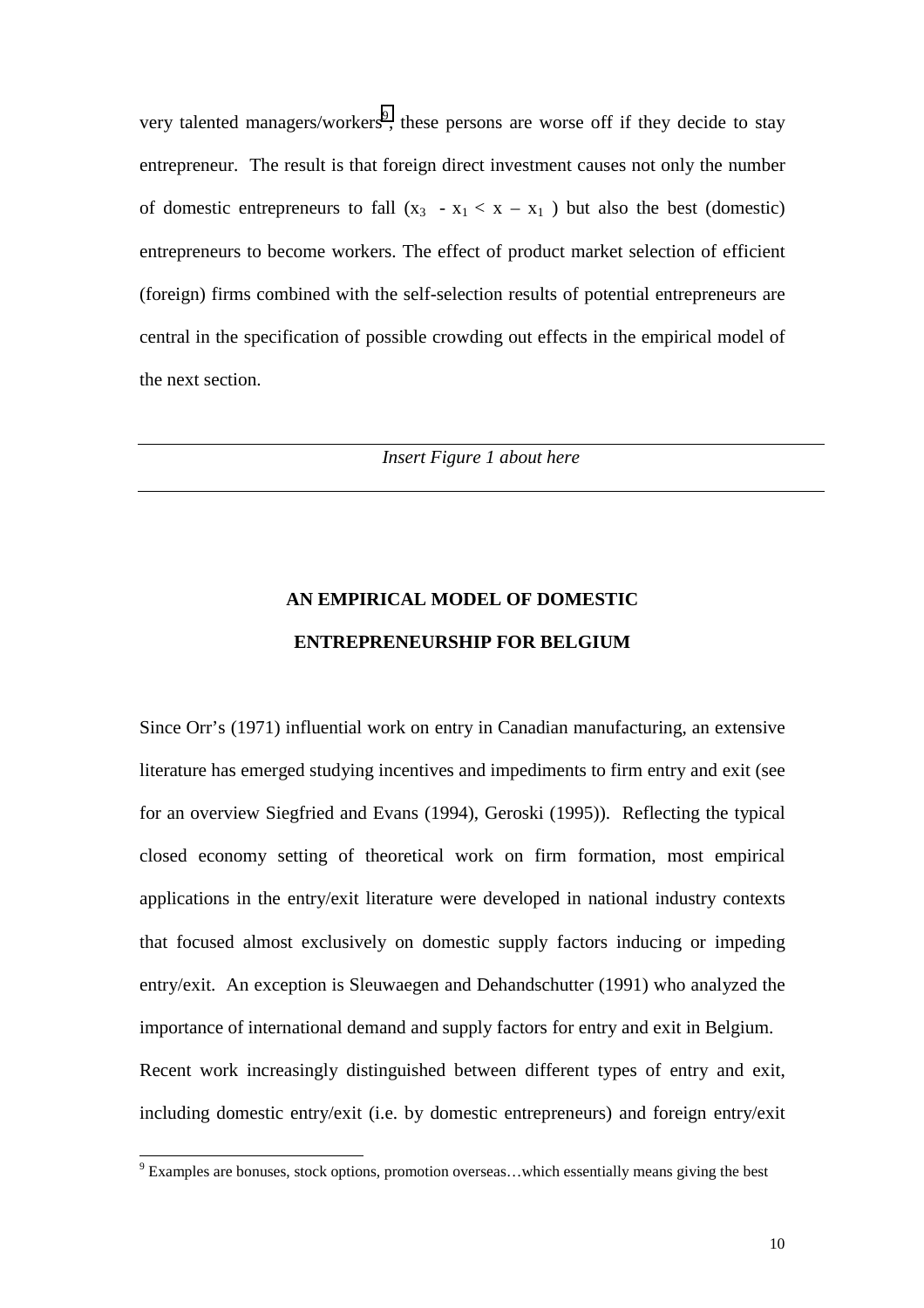very talented managers/workers[9], these persons are worse off if they decide to stay entrepreneur. The result is that foreign direct investment causes not only the number of domestic entrepreneurs to fall ($x_3 - x_1 < x - x_1$) but also the best (domestic) entrepreneurs to become workers. The effect of product market selection of efficient (foreign) firms combined with the self-selection results of potential entrepreneurs are central in the specification of possible crowding out effects in the empirical model of the next section.

---

*Insert Figure 1 about here*

---

## AN EMPIRICAL MODEL OF DOMESTIC ENTREPRENEURSHIP FOR BELGIUM

Since Orr's (1971) influential work on entry in Canadian manufacturing, an extensive literature has emerged studying incentives and impediments to firm entry and exit (see for an overview Siegfried and Evans (1994), Geroski (1995)). Reflecting the typical closed economy setting of theoretical work on firm formation, most empirical applications in the entry/exit literature were developed in national industry contexts that focused almost exclusively on domestic supply factors inducing or impeding entry/exit. An exception is Sleuwaegen and Dehandschutter (1991) who analyzed the importance of international demand and supply factors for entry and exit in Belgium.

Recent work increasingly distinguished between different types of entry and exit, including domestic entry/exit (i.e. by domestic entrepreneurs) and foreign entry/exit

[9] Examples are bonuses, stock options, promotion overseas…which essentially means giving the best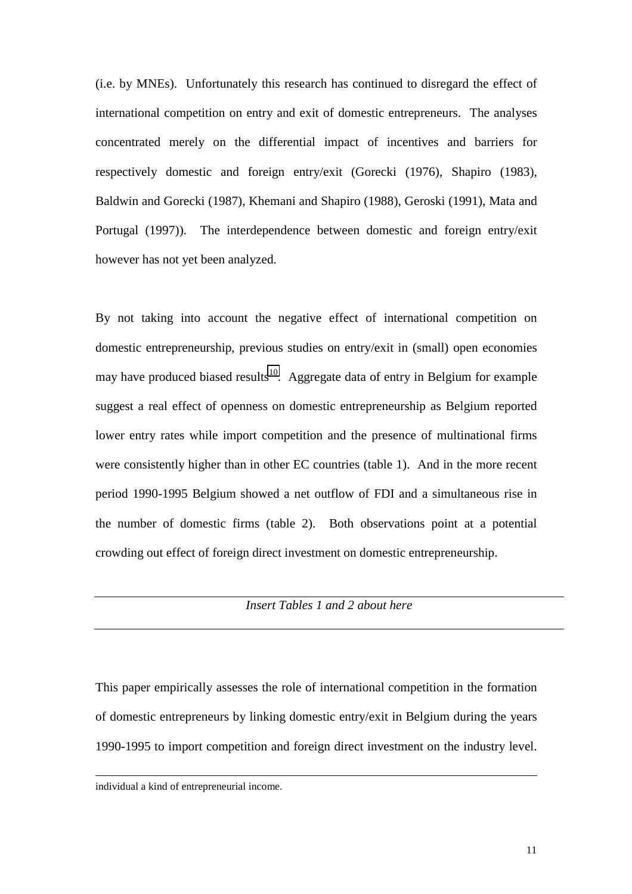(i.e. by MNEs). Unfortunately this research has continued to disregard the effect of international competition on entry and exit of domestic entrepreneurs. The analyses concentrated merely on the differential impact of incentives and barriers for respectively domestic and foreign entry/exit (Gorecki (1976), Shapiro (1983), Baldwin and Gorecki (1987), Khemani and Shapiro (1988), Geroski (1991), Mata and Portugal (1997)). The interdependence between domestic and foreign entry/exit however has not yet been analyzed.

By not taking into account the negative effect of international competition on domestic entrepreneurship, previous studies on entry/exit in (small) open economies may have produced biased results[10]. Aggregate data of entry in Belgium for example suggest a real effect of openness on domestic entrepreneurship as Belgium reported lower entry rates while import competition and the presence of multinational firms were consistently higher than in other EC countries (table 1). And in the more recent period 1990-1995 Belgium showed a net outflow of FDI and a simultaneous rise in the number of domestic firms (table 2). Both observations point at a potential crowding out effect of foreign direct investment on domestic entrepreneurship.

---

*Insert Tables 1 and 2 about here*

---

This paper empirically assesses the role of international competition in the formation of domestic entrepreneurs by linking domestic entry/exit in Belgium during the years 1990-1995 to import competition and foreign direct investment on the industry level.

---

individual a kind of entrepreneurial income.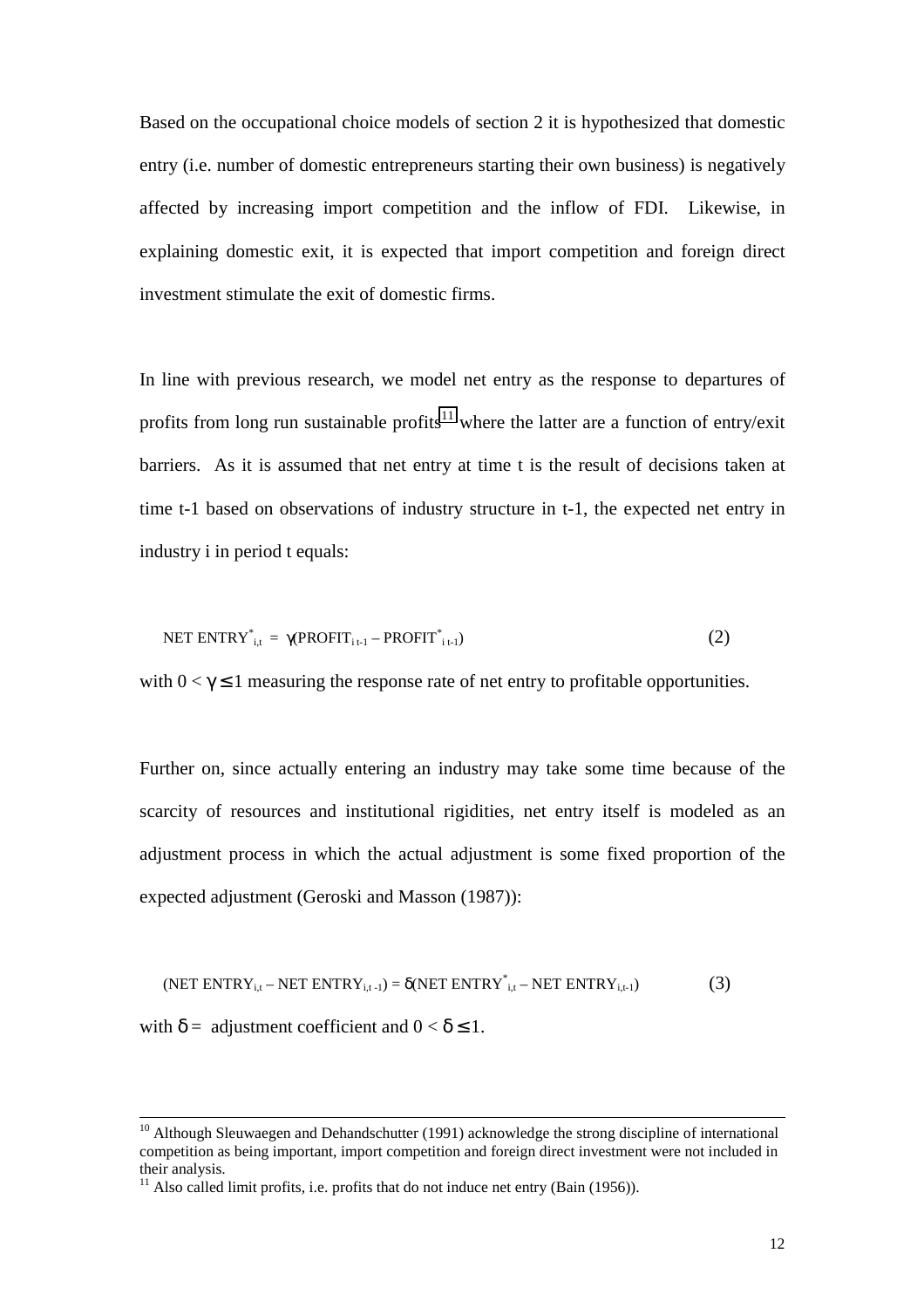Based on the occupational choice models of section 2 it is hypothesized that domestic entry (i.e. number of domestic entrepreneurs starting their own business) is negatively affected by increasing import competition and the inflow of FDI. Likewise, in explaining domestic exit, it is expected that import competition and foreign direct investment stimulate the exit of domestic firms.

In line with previous research, we model net entry as the response to departures of profits from long run sustainable profits[11] where the latter are a function of entry/exit barriers. As it is assumed that net entry at time t is the result of decisions taken at time t-1 based on observations of industry structure in t-1, the expected net entry in industry i in period t equals:

$$\text{NET ENTRY}^*_{i,t} = \gamma(\text{PROFIT}_{i\,t-1} - \text{PROFIT}^*_{i\,t-1}) \tag{2}$$

with $0 < \gamma \leq 1$ measuring the response rate of net entry to profitable opportunities.

Further on, since actually entering an industry may take some time because of the scarcity of resources and institutional rigidities, net entry itself is modeled as an adjustment process in which the actual adjustment is some fixed proportion of the expected adjustment (Geroski and Masson (1987)):

$$(\text{NET ENTRY}_{i,t} - \text{NET ENTRY}_{i,t-1}) = \delta(\text{NET ENTRY}^*_{i,t} - \text{NET ENTRY}_{i,t-1}) \tag{3}$$

with $\delta$ = adjustment coefficient and $0 < \delta \leq 1$.

---

[10] Although Sleuwaegen and Dehandschutter (1991) acknowledge the strong discipline of international competition as being important, import competition and foreign direct investment were not included in their analysis.

[11] Also called limit profits, i.e. profits that do not induce net entry (Bain (1956)).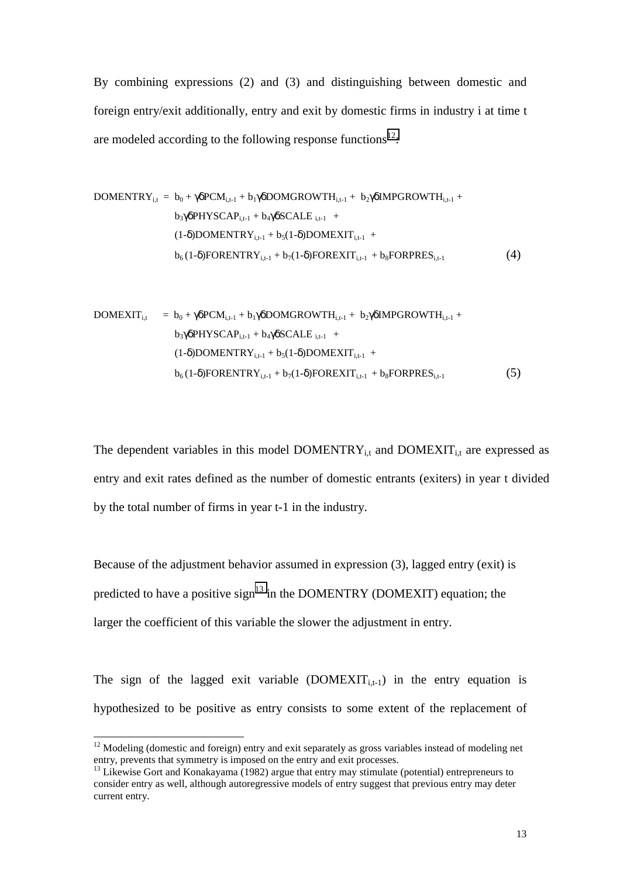By combining expressions (2) and (3) and distinguishing between domestic and foreign entry/exit additionally, entry and exit by domestic firms in industry i at time t are modeled according to the following response functions[12]:

$$
\begin{aligned}
DOMENTRY_{i,t} = \; & b_0 + \gamma\delta PCM_{i,t-1} + b_1\gamma\delta DOMGROWTH_{i,t-1} + b_2\gamma\delta IMPGROWTH_{i,t-1} + \\
& b_3\gamma\delta PHYSCAP_{i,t-1} + b_4\gamma\delta SCALE_{i,t-1} + \\
& (1-\delta)DOMENTRY_{i,t-1} + b_5(1-\delta)DOMEXIT_{i,t-1} + \\
& b_6(1-\delta)FORENTRY_{i,t-1} + b_7(1-\delta)FOREXIT_{i,t-1} + b_8 FORPRES_{i,t-1}
\end{aligned} \tag{4}
$$

$$
\begin{aligned}
DOMEXIT_{i,t} = \; & b_0 + \gamma\delta PCM_{i,t-1} + b_1\gamma\delta DOMGROWTH_{i,t-1} + b_2\gamma\delta IMPGROWTH_{i,t-1} + \\
& b_3\gamma\delta PHYSCAP_{i,t-1} + b_4\gamma\delta SCALE_{i,t-1} + \\
& (1-\delta)DOMENTRY_{i,t-1} + b_5(1-\delta)DOMEXIT_{i,t-1} + \\
& b_6(1-\delta)FORENTRY_{i,t-1} + b_7(1-\delta)FOREXIT_{i,t-1} + b_8 FORPRES_{i,t-1}
\end{aligned} \tag{5}
$$

The dependent variables in this model $DOMENTRY_{i,t}$ and $DOMEXIT_{i,t}$ are expressed as entry and exit rates defined as the number of domestic entrants (exiters) in year t divided by the total number of firms in year t-1 in the industry.

Because of the adjustment behavior assumed in expression (3), lagged entry (exit) is predicted to have a positive sign[13] in the DOMENTRY (DOMEXIT) equation; the larger the coefficient of this variable the slower the adjustment in entry.

The sign of the lagged exit variable ($DOMEXIT_{i,t-1}$) in the entry equation is hypothesized to be positive as entry consists to some extent of the replacement of

---

[12] Modeling (domestic and foreign) entry and exit separately as gross variables instead of modeling net entry, prevents that symmetry is imposed on the entry and exit processes.

[13] Likewise Gort and Konakayama (1982) argue that entry may stimulate (potential) entrepreneurs to consider entry as well, although autoregressive models of entry suggest that previous entry may deter current entry.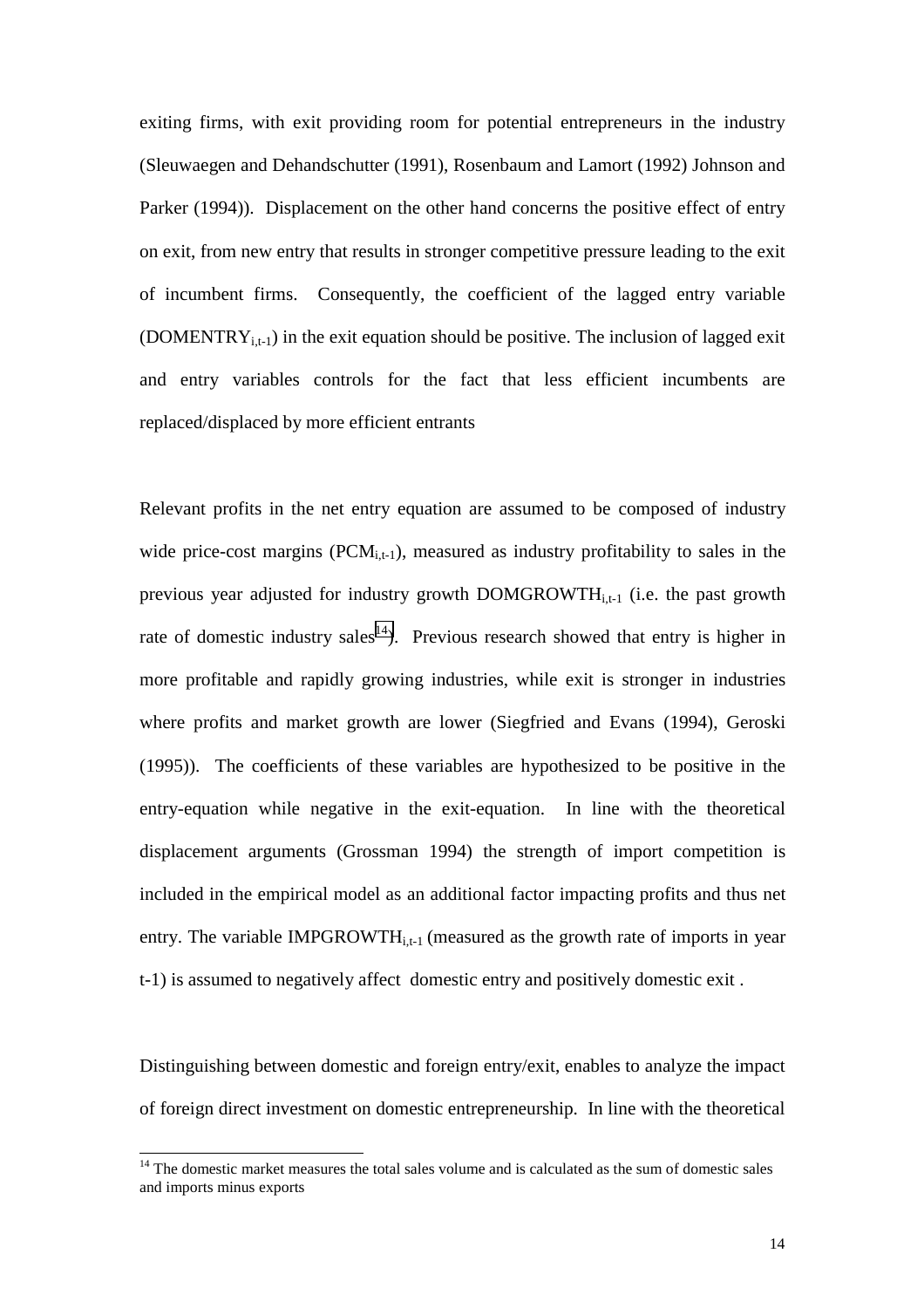exiting firms, with exit providing room for potential entrepreneurs in the industry (Sleuwaegen and Dehandschutter (1991), Rosenbaum and Lamort (1992) Johnson and Parker (1994)). Displacement on the other hand concerns the positive effect of entry on exit, from new entry that results in stronger competitive pressure leading to the exit of incumbent firms. Consequently, the coefficient of the lagged entry variable ($DOMENTRY_{i,t-1}$) in the exit equation should be positive. The inclusion of lagged exit and entry variables controls for the fact that less efficient incumbents are replaced/displaced by more efficient entrants

Relevant profits in the net entry equation are assumed to be composed of industry wide price-cost margins ($PCM_{i,t-1}$), measured as industry profitability to sales in the previous year adjusted for industry growth $DOMGROWTH_{i,t-1}$ (i.e. the past growth rate of domestic industry sales[14]). Previous research showed that entry is higher in more profitable and rapidly growing industries, while exit is stronger in industries where profits and market growth are lower (Siegfried and Evans (1994), Geroski (1995)). The coefficients of these variables are hypothesized to be positive in the entry-equation while negative in the exit-equation. In line with the theoretical displacement arguments (Grossman 1994) the strength of import competition is included in the empirical model as an additional factor impacting profits and thus net entry. The variable $IMPGROWTH_{i,t-1}$ (measured as the growth rate of imports in year t-1) is assumed to negatively affect domestic entry and positively domestic exit .

Distinguishing between domestic and foreign entry/exit, enables to analyze the impact of foreign direct investment on domestic entrepreneurship. In line with the theoretical

[14] The domestic market measures the total sales volume and is calculated as the sum of domestic sales and imports minus exports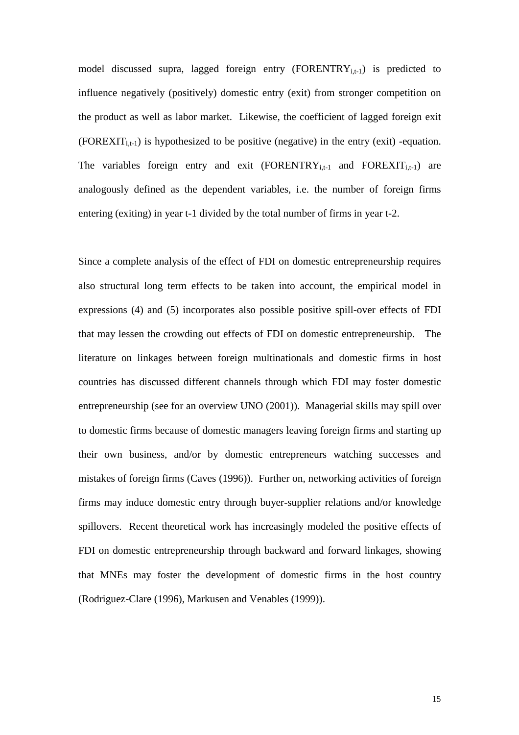model discussed supra, lagged foreign entry ($FORENTRY_{i,t-1}$) is predicted to influence negatively (positively) domestic entry (exit) from stronger competition on the product as well as labor market. Likewise, the coefficient of lagged foreign exit ($FOREXIT_{i,t-1}$) is hypothesized to be positive (negative) in the entry (exit) -equation. The variables foreign entry and exit ($FORENTRY_{i,t-1}$ and $FOREXIT_{i,t-1}$) are analogously defined as the dependent variables, i.e. the number of foreign firms entering (exiting) in year t-1 divided by the total number of firms in year t-2.

Since a complete analysis of the effect of FDI on domestic entrepreneurship requires also structural long term effects to be taken into account, the empirical model in expressions (4) and (5) incorporates also possible positive spill-over effects of FDI that may lessen the crowding out effects of FDI on domestic entrepreneurship. The literature on linkages between foreign multinationals and domestic firms in host countries has discussed different channels through which FDI may foster domestic entrepreneurship (see for an overview UNO (2001)). Managerial skills may spill over to domestic firms because of domestic managers leaving foreign firms and starting up their own business, and/or by domestic entrepreneurs watching successes and mistakes of foreign firms (Caves (1996)). Further on, networking activities of foreign firms may induce domestic entry through buyer-supplier relations and/or knowledge spillovers. Recent theoretical work has increasingly modeled the positive effects of FDI on domestic entrepreneurship through backward and forward linkages, showing that MNEs may foster the development of domestic firms in the host country (Rodriguez-Clare (1996), Markusen and Venables (1999)).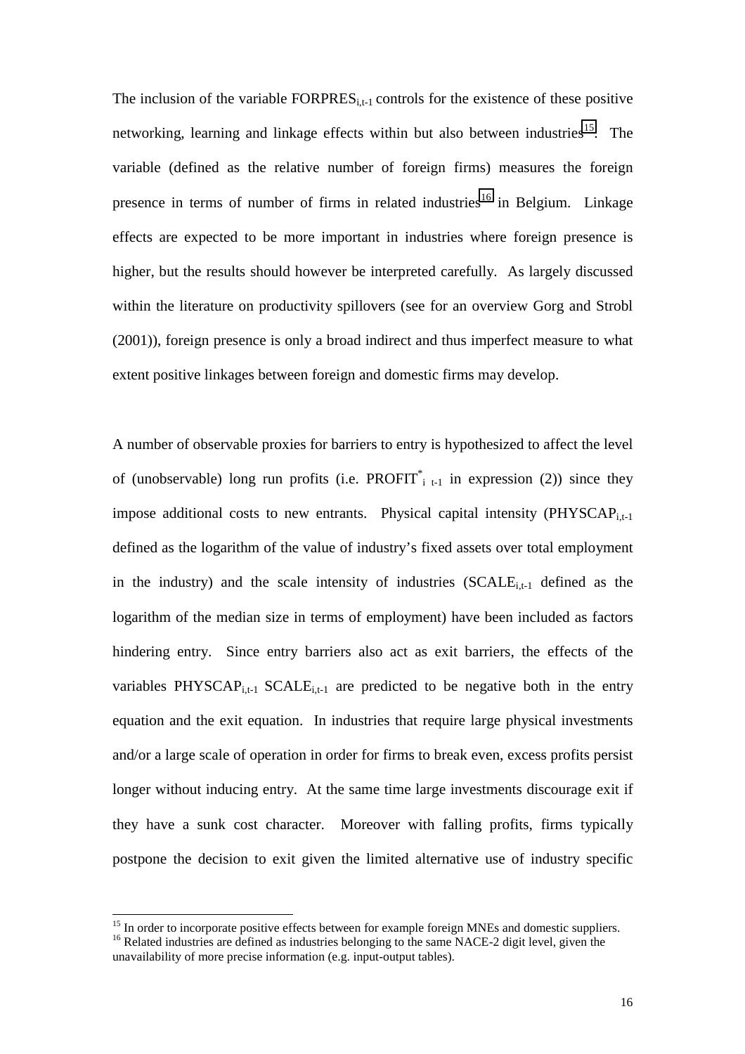The inclusion of the variable $FORPRES_{i,t-1}$ controls for the existence of these positive networking, learning and linkage effects within but also between industries[15]. The variable (defined as the relative number of foreign firms) measures the foreign presence in terms of number of firms in related industries[16] in Belgium. Linkage effects are expected to be more important in industries where foreign presence is higher, but the results should however be interpreted carefully. As largely discussed within the literature on productivity spillovers (see for an overview Gorg and Strobl (2001)), foreign presence is only a broad indirect and thus imperfect measure to what extent positive linkages between foreign and domestic firms may develop.

A number of observable proxies for barriers to entry is hypothesized to affect the level of (unobservable) long run profits (i.e. $PROFIT^{*}_{i\ t-1}$ in expression (2)) since they impose additional costs to new entrants. Physical capital intensity ($PHYSCAP_{i,t-1}$ defined as the logarithm of the value of industry's fixed assets over total employment in the industry) and the scale intensity of industries ($SCALE_{i,t-1}$ defined as the logarithm of the median size in terms of employment) have been included as factors hindering entry. Since entry barriers also act as exit barriers, the effects of the variables $PHYSCAP_{i,t-1}$ $SCALE_{i,t-1}$ are predicted to be negative both in the entry equation and the exit equation. In industries that require large physical investments and/or a large scale of operation in order for firms to break even, excess profits persist longer without inducing entry. At the same time large investments discourage exit if they have a sunk cost character. Moreover with falling profits, firms typically postpone the decision to exit given the limited alternative use of industry specific

[15] In order to incorporate positive effects between for example foreign MNEs and domestic suppliers.

[16] Related industries are defined as industries belonging to the same NACE-2 digit level, given the unavailability of more precise information (e.g. input-output tables).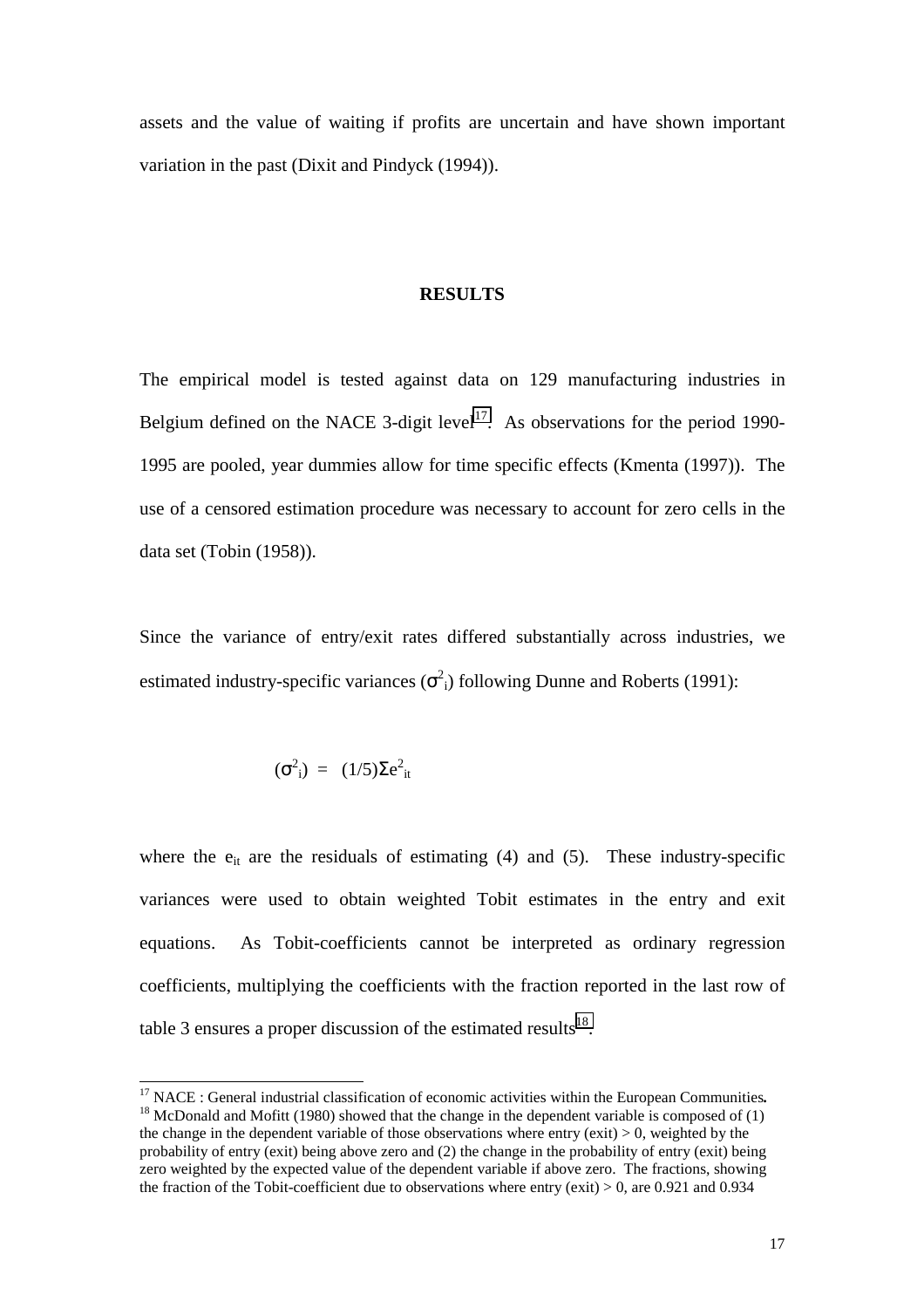assets and the value of waiting if profits are uncertain and have shown important variation in the past (Dixit and Pindyck (1994)).

## RESULTS

The empirical model is tested against data on 129 manufacturing industries in Belgium defined on the NACE 3-digit level[17]. As observations for the period 1990-1995 are pooled, year dummies allow for time specific effects (Kmenta (1997)). The use of a censored estimation procedure was necessary to account for zero cells in the data set (Tobin (1958)).

Since the variance of entry/exit rates differed substantially across industries, we estimated industry-specific variances ($\sigma^2_i$) following Dunne and Roberts (1991):

$$(\sigma^2_i) \;=\; (1/5)\Sigma e^2_{it}$$

where the $e_{it}$ are the residuals of estimating (4) and (5). These industry-specific variances were used to obtain weighted Tobit estimates in the entry and exit equations. As Tobit-coefficients cannot be interpreted as ordinary regression coefficients, multiplying the coefficients with the fraction reported in the last row of table 3 ensures a proper discussion of the estimated results[18].

---

[17] NACE : General industrial classification of economic activities within the European Communities**.**

[18] McDonald and Mofitt (1980) showed that the change in the dependent variable is composed of (1) the change in the dependent variable of those observations where entry (exit) > 0, weighted by the probability of entry (exit) being above zero and (2) the change in the probability of entry (exit) being zero weighted by the expected value of the dependent variable if above zero. The fractions, showing the fraction of the Tobit-coefficient due to observations where entry (exit) > 0, are 0.921 and 0.934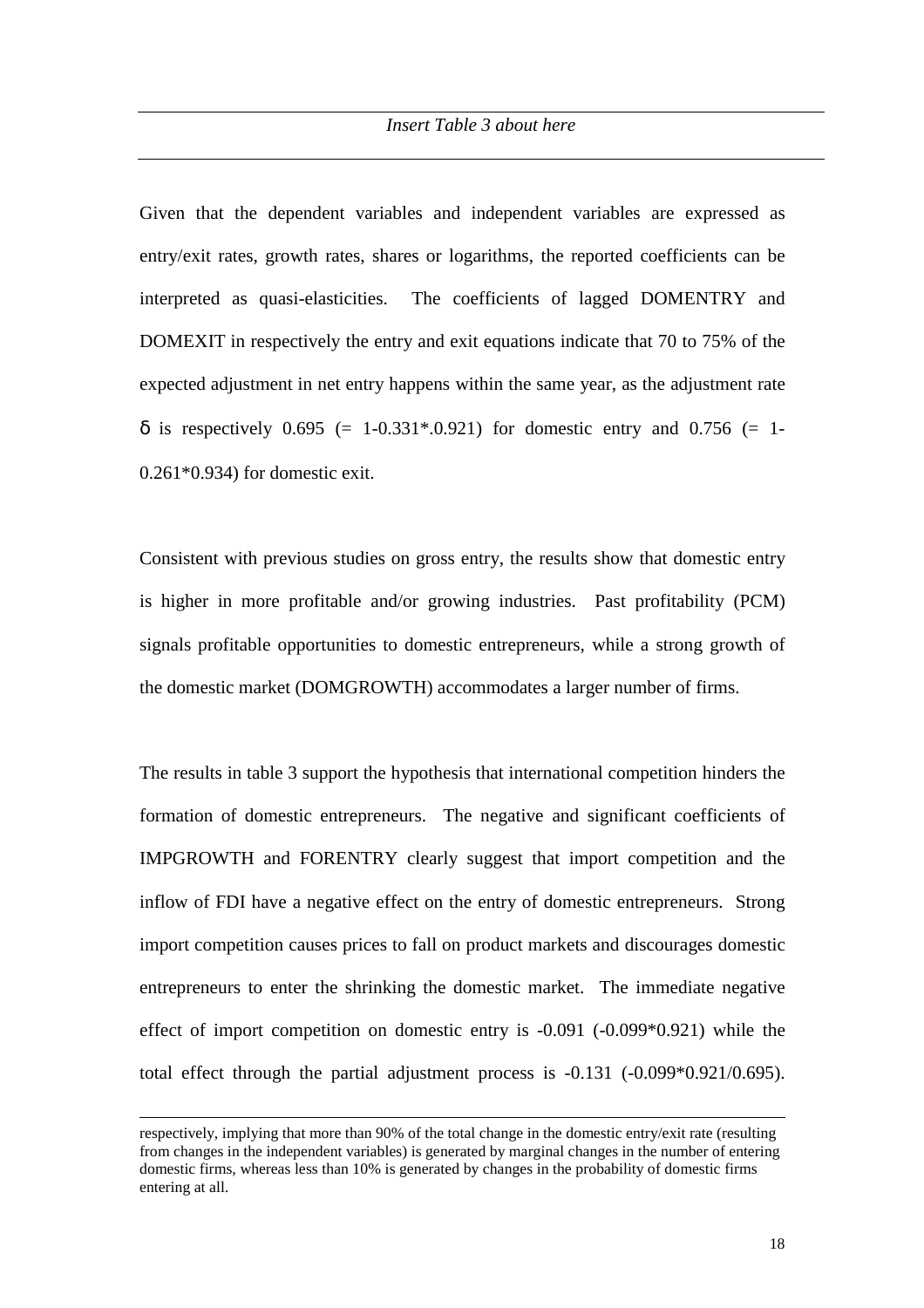*Insert Table 3 about here*

Given that the dependent variables and independent variables are expressed as entry/exit rates, growth rates, shares or logarithms, the reported coefficients can be interpreted as quasi-elasticities. The coefficients of lagged DOMENTRY and DOMEXIT in respectively the entry and exit equations indicate that 70 to 75% of the expected adjustment in net entry happens within the same year, as the adjustment rate $\delta$ is respectively 0.695 (= 1-0.331*.0.921) for domestic entry and 0.756 (= 1-0.261*0.934) for domestic exit.

Consistent with previous studies on gross entry, the results show that domestic entry is higher in more profitable and/or growing industries. Past profitability (PCM) signals profitable opportunities to domestic entrepreneurs, while a strong growth of the domestic market (DOMGROWTH) accommodates a larger number of firms.

The results in table 3 support the hypothesis that international competition hinders the formation of domestic entrepreneurs. The negative and significant coefficients of IMPGROWTH and FORENTRY clearly suggest that import competition and the inflow of FDI have a negative effect on the entry of domestic entrepreneurs. Strong import competition causes prices to fall on product markets and discourages domestic entrepreneurs to enter the shrinking the domestic market. The immediate negative effect of import competition on domestic entry is -0.091 (-0.099*0.921) while the total effect through the partial adjustment process is -0.131 (-0.099*0.921/0.695).

respectively, implying that more than 90% of the total change in the domestic entry/exit rate (resulting from changes in the independent variables) is generated by marginal changes in the number of entering domestic firms, whereas less than 10% is generated by changes in the probability of domestic firms entering at all.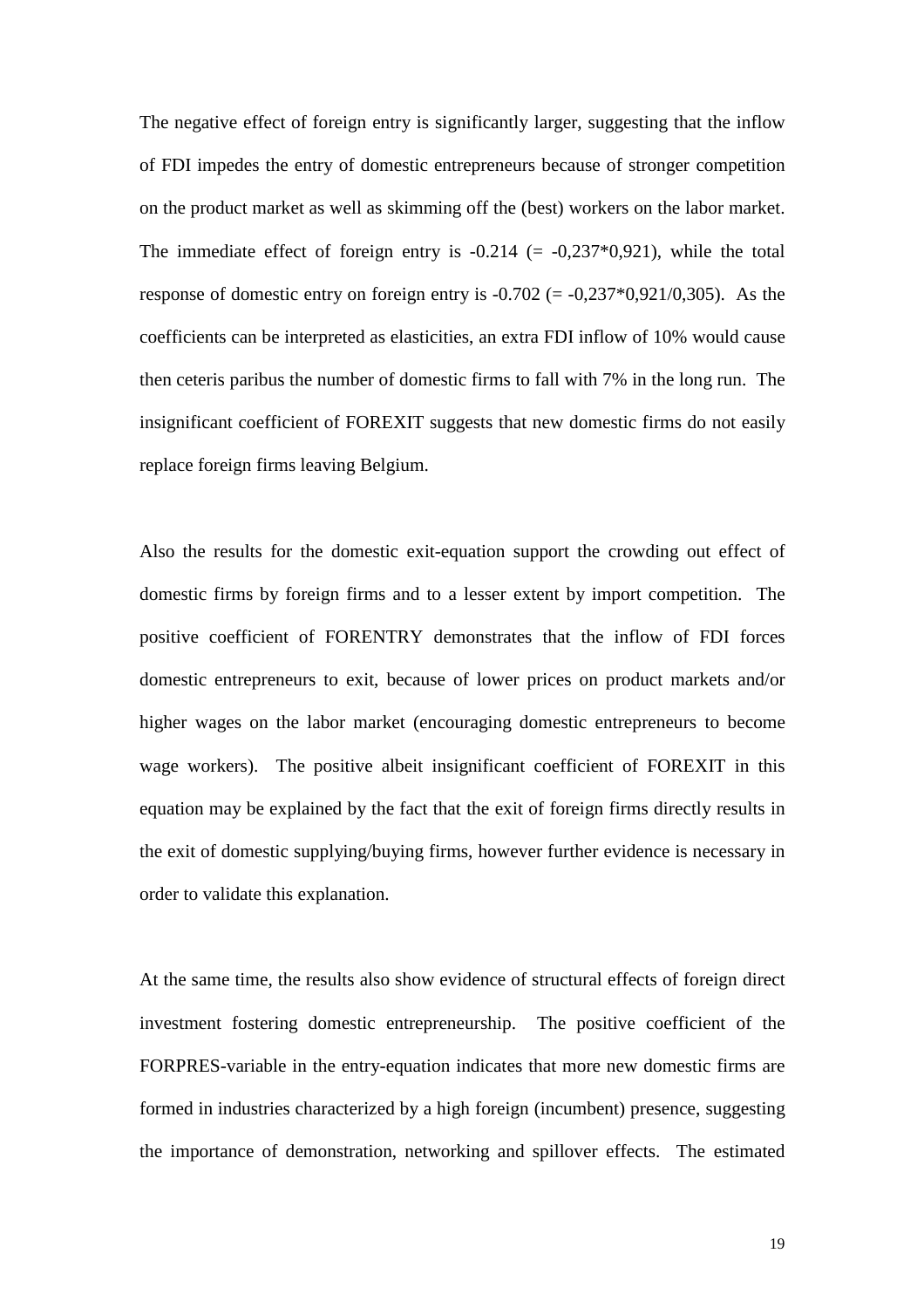The negative effect of foreign entry is significantly larger, suggesting that the inflow of FDI impedes the entry of domestic entrepreneurs because of stronger competition on the product market as well as skimming off the (best) workers on the labor market. The immediate effect of foreign entry is -0.214 (= -0,237*0,921), while the total response of domestic entry on foreign entry is -0.702 (= -0,237*0,921/0,305). As the coefficients can be interpreted as elasticities, an extra FDI inflow of 10% would cause then ceteris paribus the number of domestic firms to fall with 7% in the long run. The insignificant coefficient of FOREXIT suggests that new domestic firms do not easily replace foreign firms leaving Belgium.

Also the results for the domestic exit-equation support the crowding out effect of domestic firms by foreign firms and to a lesser extent by import competition. The positive coefficient of FORENTRY demonstrates that the inflow of FDI forces domestic entrepreneurs to exit, because of lower prices on product markets and/or higher wages on the labor market (encouraging domestic entrepreneurs to become wage workers). The positive albeit insignificant coefficient of FOREXIT in this equation may be explained by the fact that the exit of foreign firms directly results in the exit of domestic supplying/buying firms, however further evidence is necessary in order to validate this explanation.

At the same time, the results also show evidence of structural effects of foreign direct investment fostering domestic entrepreneurship. The positive coefficient of the FORPRES-variable in the entry-equation indicates that more new domestic firms are formed in industries characterized by a high foreign (incumbent) presence, suggesting the importance of demonstration, networking and spillover effects. The estimated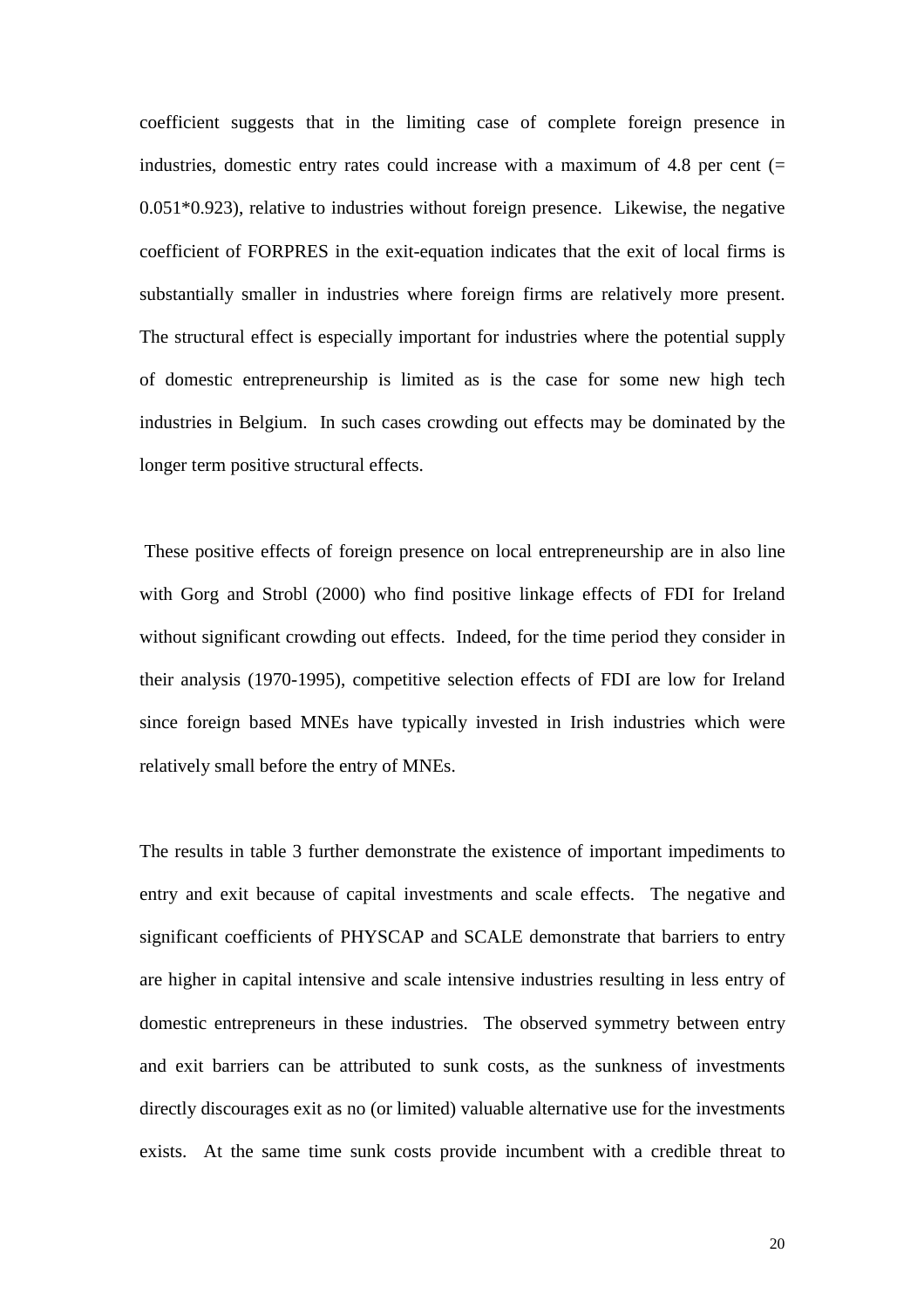coefficient suggests that in the limiting case of complete foreign presence in industries, domestic entry rates could increase with a maximum of 4.8 per cent (= 0.051*0.923), relative to industries without foreign presence. Likewise, the negative coefficient of FORPRES in the exit-equation indicates that the exit of local firms is substantially smaller in industries where foreign firms are relatively more present. The structural effect is especially important for industries where the potential supply of domestic entrepreneurship is limited as is the case for some new high tech industries in Belgium. In such cases crowding out effects may be dominated by the longer term positive structural effects.

These positive effects of foreign presence on local entrepreneurship are in also line with Gorg and Strobl (2000) who find positive linkage effects of FDI for Ireland without significant crowding out effects. Indeed, for the time period they consider in their analysis (1970-1995), competitive selection effects of FDI are low for Ireland since foreign based MNEs have typically invested in Irish industries which were relatively small before the entry of MNEs.

The results in table 3 further demonstrate the existence of important impediments to entry and exit because of capital investments and scale effects. The negative and significant coefficients of PHYSCAP and SCALE demonstrate that barriers to entry are higher in capital intensive and scale intensive industries resulting in less entry of domestic entrepreneurs in these industries. The observed symmetry between entry and exit barriers can be attributed to sunk costs, as the sunkness of investments directly discourages exit as no (or limited) valuable alternative use for the investments exists. At the same time sunk costs provide incumbent with a credible threat to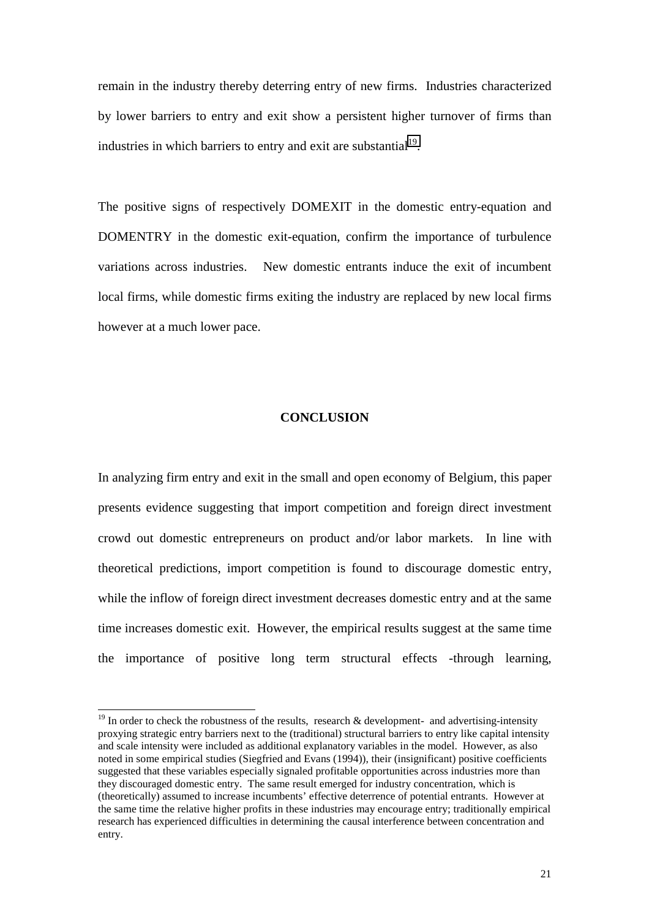remain in the industry thereby deterring entry of new firms. Industries characterized by lower barriers to entry and exit show a persistent higher turnover of firms than industries in which barriers to entry and exit are substantial[19].

The positive signs of respectively DOMEXIT in the domestic entry-equation and DOMENTRY in the domestic exit-equation, confirm the importance of turbulence variations across industries. New domestic entrants induce the exit of incumbent local firms, while domestic firms exiting the industry are replaced by new local firms however at a much lower pace.

## CONCLUSION

In analyzing firm entry and exit in the small and open economy of Belgium, this paper presents evidence suggesting that import competition and foreign direct investment crowd out domestic entrepreneurs on product and/or labor markets. In line with theoretical predictions, import competition is found to discourage domestic entry, while the inflow of foreign direct investment decreases domestic entry and at the same time increases domestic exit. However, the empirical results suggest at the same time the importance of positive long term structural effects -through learning,

---

[19] In order to check the robustness of the results, research & development- and advertising-intensity proxying strategic entry barriers next to the (traditional) structural barriers to entry like capital intensity and scale intensity were included as additional explanatory variables in the model. However, as also noted in some empirical studies (Siegfried and Evans (1994)), their (insignificant) positive coefficients suggested that these variables especially signaled profitable opportunities across industries more than they discouraged domestic entry. The same result emerged for industry concentration, which is (theoretically) assumed to increase incumbents' effective deterrence of potential entrants. However at the same time the relative higher profits in these industries may encourage entry; traditionally empirical research has experienced difficulties in determining the causal interference between concentration and entry.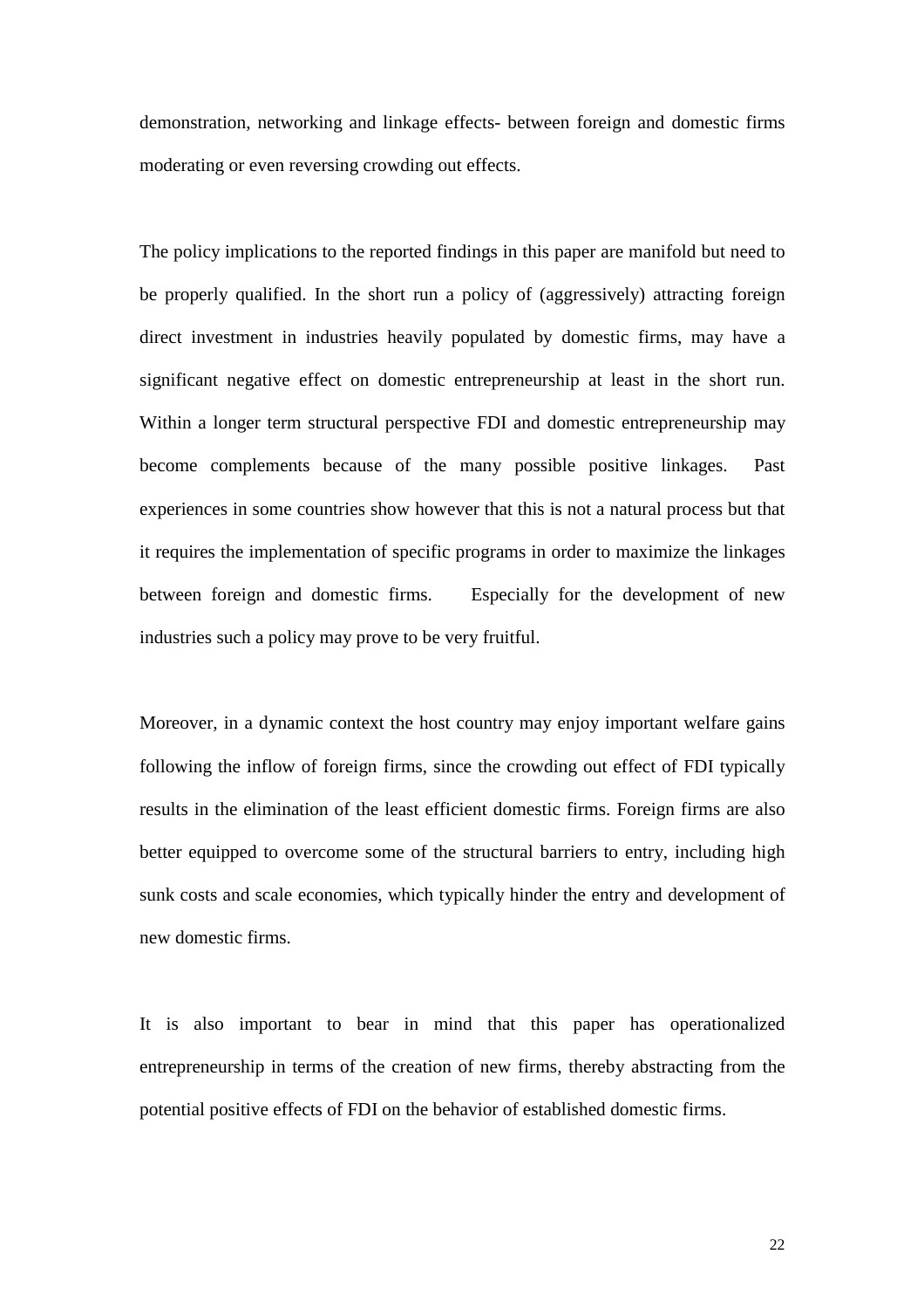demonstration, networking and linkage effects- between foreign and domestic firms moderating or even reversing crowding out effects.

The policy implications to the reported findings in this paper are manifold but need to be properly qualified. In the short run a policy of (aggressively) attracting foreign direct investment in industries heavily populated by domestic firms, may have a significant negative effect on domestic entrepreneurship at least in the short run. Within a longer term structural perspective FDI and domestic entrepreneurship may become complements because of the many possible positive linkages. Past experiences in some countries show however that this is not a natural process but that it requires the implementation of specific programs in order to maximize the linkages between foreign and domestic firms. Especially for the development of new industries such a policy may prove to be very fruitful.

Moreover, in a dynamic context the host country may enjoy important welfare gains following the inflow of foreign firms, since the crowding out effect of FDI typically results in the elimination of the least efficient domestic firms. Foreign firms are also better equipped to overcome some of the structural barriers to entry, including high sunk costs and scale economies, which typically hinder the entry and development of new domestic firms.

It is also important to bear in mind that this paper has operationalized entrepreneurship in terms of the creation of new firms, thereby abstracting from the potential positive effects of FDI on the behavior of established domestic firms.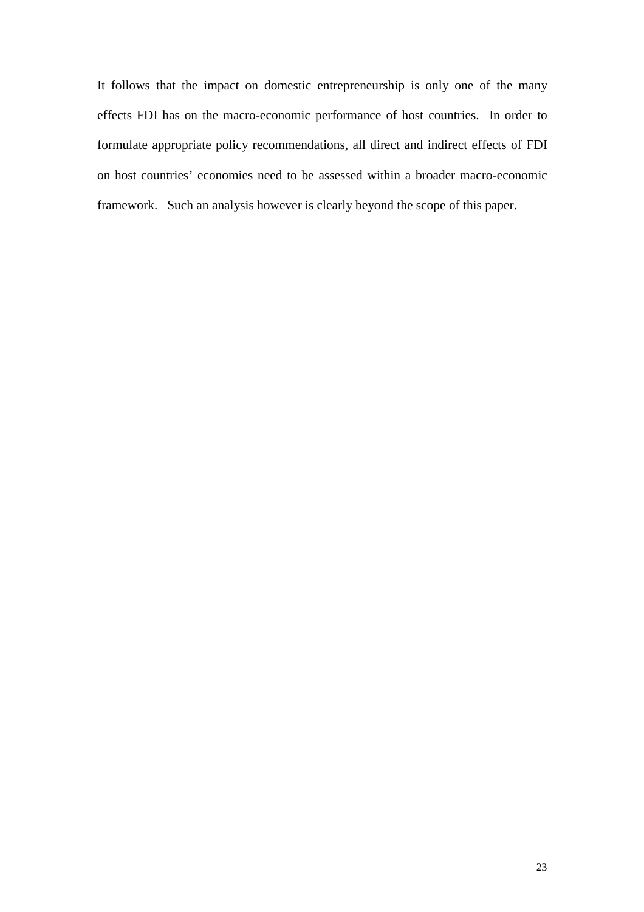It follows that the impact on domestic entrepreneurship is only one of the many effects FDI has on the macro-economic performance of host countries. In order to formulate appropriate policy recommendations, all direct and indirect effects of FDI on host countries' economies need to be assessed within a broader macro-economic framework. Such an analysis however is clearly beyond the scope of this paper.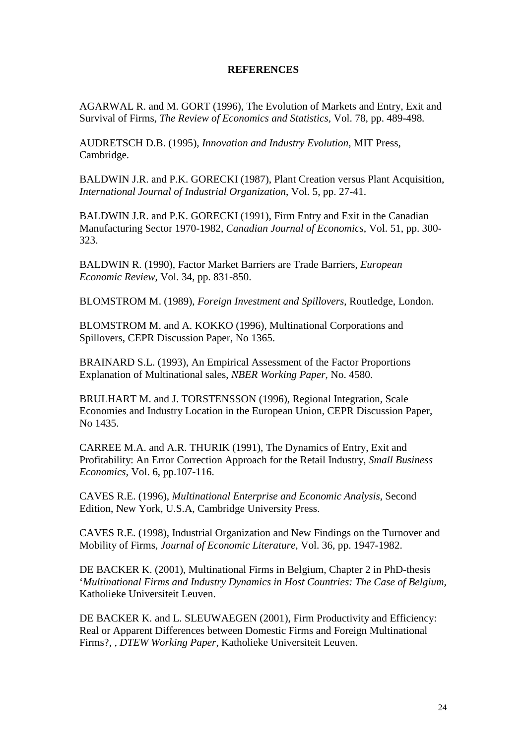# REFERENCES

AGARWAL R. and M. GORT (1996), The Evolution of Markets and Entry, Exit and Survival of Firms, *The Review of Economics and Statistics*, Vol. 78, pp. 489-498.

AUDRETSCH D.B. (1995), *Innovation and Industry Evolution*, MIT Press, Cambridge.

BALDWIN J.R. and P.K. GORECKI (1987), Plant Creation versus Plant Acquisition, *International Journal of Industrial Organization*, Vol. 5, pp. 27-41.

BALDWIN J.R. and P.K. GORECKI (1991), Firm Entry and Exit in the Canadian Manufacturing Sector 1970-1982, *Canadian Journal of Economics*, Vol. 51, pp. 300-323.

BALDWIN R. (1990), Factor Market Barriers are Trade Barriers, *European Economic Review*, Vol. 34, pp. 831-850.

BLOMSTROM M. (1989), *Foreign Investment and Spillovers*, Routledge, London.

BLOMSTROM M. and A. KOKKO (1996), Multinational Corporations and Spillovers, CEPR Discussion Paper, No 1365.

BRAINARD S.L. (1993), An Empirical Assessment of the Factor Proportions Explanation of Multinational sales, *NBER Working Paper*, No. 4580.

BRULHART M. and J. TORSTENSSON (1996), Regional Integration, Scale Economies and Industry Location in the European Union, CEPR Discussion Paper, No 1435.

CARREE M.A. and A.R. THURIK (1991), The Dynamics of Entry, Exit and Profitability: An Error Correction Approach for the Retail Industry, *Small Business Economics*, Vol. 6, pp.107-116.

CAVES R.E. (1996), *Multinational Enterprise and Economic Analysis*, Second Edition, New York, U.S.A, Cambridge University Press.

CAVES R.E. (1998), Industrial Organization and New Findings on the Turnover and Mobility of Firms, *Journal of Economic Literature*, Vol. 36, pp. 1947-1982.

DE BACKER K. (2001), Multinational Firms in Belgium, Chapter 2 in PhD-thesis '*Multinational Firms and Industry Dynamics in Host Countries: The Case of Belgium*, Katholieke Universiteit Leuven.

DE BACKER K. and L. SLEUWAEGEN (2001), Firm Productivity and Efficiency: Real or Apparent Differences between Domestic Firms and Foreign Multinational Firms?, , *DTEW Working Paper*, Katholieke Universiteit Leuven.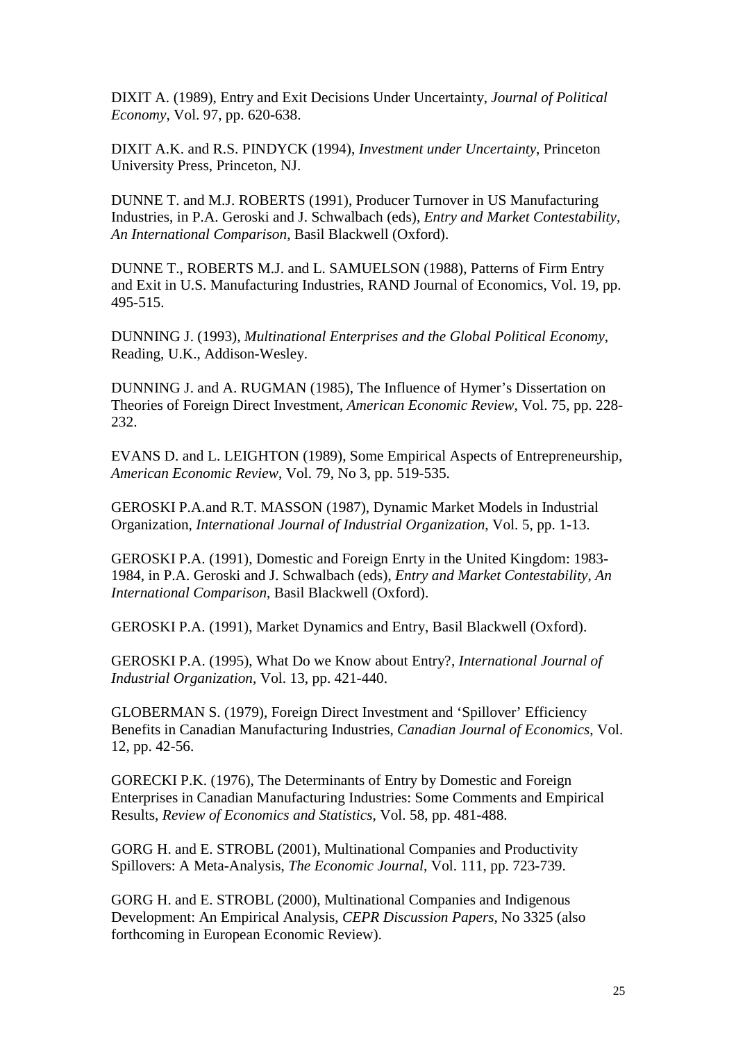DIXIT A. (1989), Entry and Exit Decisions Under Uncertainty, *Journal of Political Economy*, Vol. 97, pp. 620-638.

DIXIT A.K. and R.S. PINDYCK (1994), *Investment under Uncertainty*, Princeton University Press, Princeton, NJ.

DUNNE T. and M.J. ROBERTS (1991), Producer Turnover in US Manufacturing Industries, in P.A. Geroski and J. Schwalbach (eds), *Entry and Market Contestability, An International Comparison*, Basil Blackwell (Oxford).

DUNNE T., ROBERTS M.J. and L. SAMUELSON (1988), Patterns of Firm Entry and Exit in U.S. Manufacturing Industries, RAND Journal of Economics, Vol. 19, pp. 495-515.

DUNNING J. (1993), *Multinational Enterprises and the Global Political Economy*, Reading, U.K., Addison-Wesley.

DUNNING J. and A. RUGMAN (1985), The Influence of Hymer's Dissertation on Theories of Foreign Direct Investment, *American Economic Review*, Vol. 75, pp. 228-232.

EVANS D. and L. LEIGHTON (1989), Some Empirical Aspects of Entrepreneurship, *American Economic Review*, Vol. 79, No 3, pp. 519-535.

GEROSKI P.A.and R.T. MASSON (1987), Dynamic Market Models in Industrial Organization, *International Journal of Industrial Organization*, Vol. 5, pp. 1-13.

GEROSKI P.A. (1991), Domestic and Foreign Enrty in the United Kingdom: 1983-1984, in P.A. Geroski and J. Schwalbach (eds), *Entry and Market Contestability, An International Comparison*, Basil Blackwell (Oxford).

GEROSKI P.A. (1991), Market Dynamics and Entry, Basil Blackwell (Oxford).

GEROSKI P.A. (1995), What Do we Know about Entry?, *International Journal of Industrial Organization*, Vol. 13, pp. 421-440.

GLOBERMAN S. (1979), Foreign Direct Investment and 'Spillover' Efficiency Benefits in Canadian Manufacturing Industries, *Canadian Journal of Economics*, Vol. 12, pp. 42-56.

GORECKI P.K. (1976), The Determinants of Entry by Domestic and Foreign Enterprises in Canadian Manufacturing Industries: Some Comments and Empirical Results, *Review of Economics and Statistics*, Vol. 58, pp. 481-488.

GORG H. and E. STROBL (2001), Multinational Companies and Productivity Spillovers: A Meta-Analysis, *The Economic Journal*, Vol. 111, pp. 723-739.

GORG H. and E. STROBL (2000), Multinational Companies and Indigenous Development: An Empirical Analysis, *CEPR Discussion Papers*, No 3325 (also forthcoming in European Economic Review).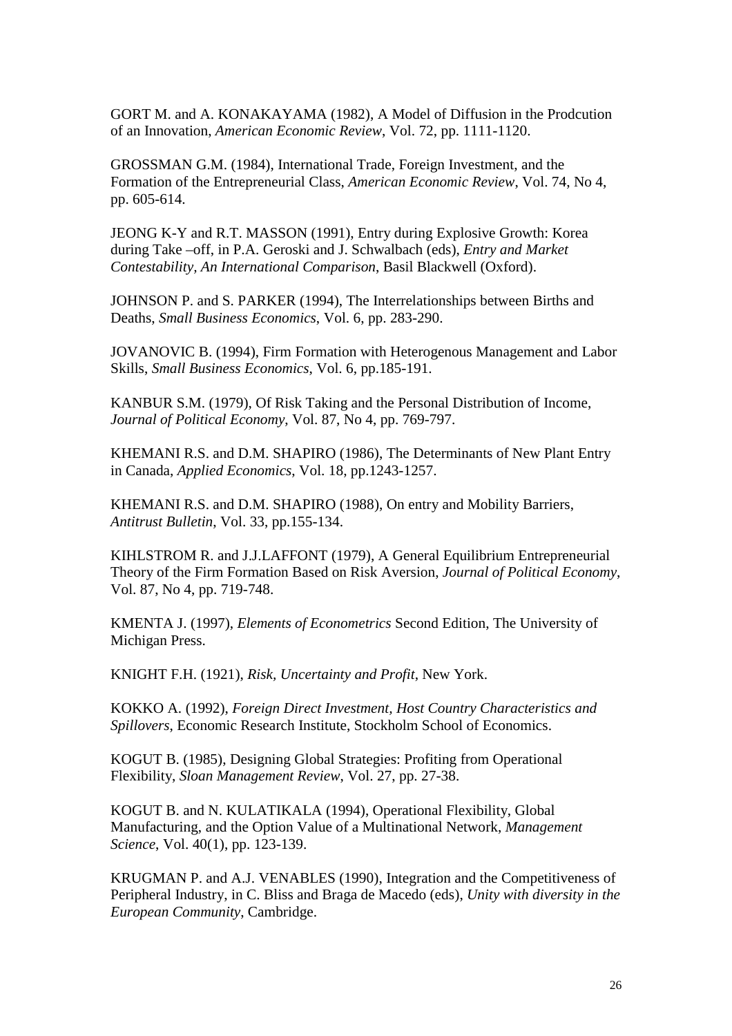GORT M. and A. KONAKAYAMA (1982), A Model of Diffusion in the Prodcution of an Innovation, *American Economic Review*, Vol. 72, pp. 1111-1120.

GROSSMAN G.M. (1984), International Trade, Foreign Investment, and the Formation of the Entrepreneurial Class, *American Economic Review*, Vol. 74, No 4, pp. 605-614.

JEONG K-Y and R.T. MASSON (1991), Entry during Explosive Growth: Korea during Take –off, in P.A. Geroski and J. Schwalbach (eds), *Entry and Market Contestability, An International Comparison*, Basil Blackwell (Oxford).

JOHNSON P. and S. PARKER (1994), The Interrelationships between Births and Deaths, *Small Business Economics*, Vol. 6, pp. 283-290.

JOVANOVIC B. (1994), Firm Formation with Heterogenous Management and Labor Skills, *Small Business Economics*, Vol. 6, pp.185-191.

KANBUR S.M. (1979), Of Risk Taking and the Personal Distribution of Income, *Journal of Political Economy*, Vol. 87, No 4, pp. 769-797.

KHEMANI R.S. and D.M. SHAPIRO (1986), The Determinants of New Plant Entry in Canada, *Applied Economics*, Vol. 18, pp.1243-1257.

KHEMANI R.S. and D.M. SHAPIRO (1988), On entry and Mobility Barriers, *Antitrust Bulletin*, Vol. 33, pp.155-134.

KIHLSTROM R. and J.J.LAFFONT (1979), A General Equilibrium Entrepreneurial Theory of the Firm Formation Based on Risk Aversion, *Journal of Political Economy*, Vol. 87, No 4, pp. 719-748.

KMENTA J. (1997), *Elements of Econometrics* Second Edition, The University of Michigan Press.

KNIGHT F.H. (1921), *Risk, Uncertainty and Profit*, New York.

KOKKO A. (1992), *Foreign Direct Investment, Host Country Characteristics and Spillovers*, Economic Research Institute, Stockholm School of Economics.

KOGUT B. (1985), Designing Global Strategies: Profiting from Operational Flexibility, *Sloan Management Review*, Vol. 27, pp. 27-38.

KOGUT B. and N. KULATIKALA (1994), Operational Flexibility, Global Manufacturing, and the Option Value of a Multinational Network, *Management Science*, Vol. 40(1), pp. 123-139.

KRUGMAN P. and A.J. VENABLES (1990), Integration and the Competitiveness of Peripheral Industry, in C. Bliss and Braga de Macedo (eds), *Unity with diversity in the European Community*, Cambridge.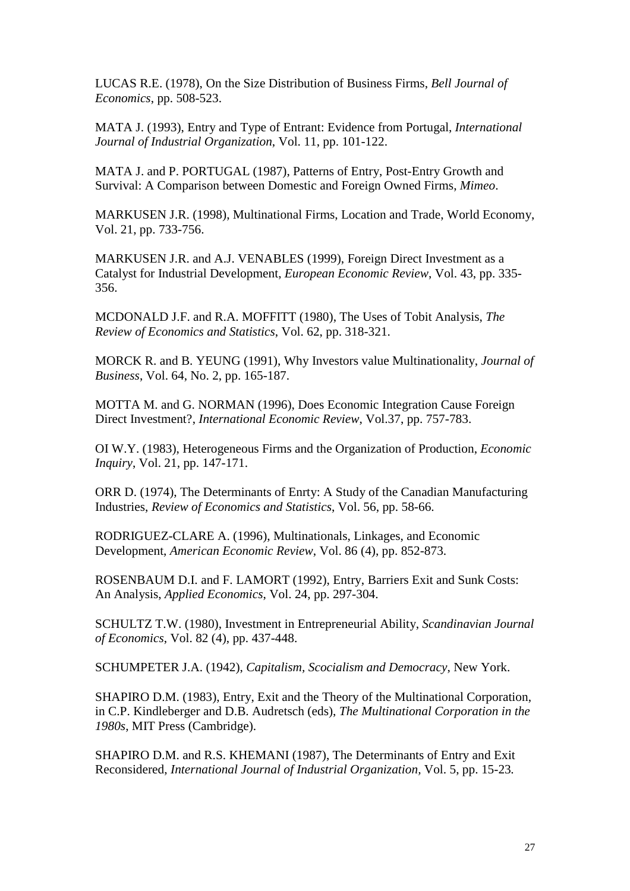LUCAS R.E. (1978), On the Size Distribution of Business Firms, *Bell Journal of Economics*, pp. 508-523.

MATA J. (1993), Entry and Type of Entrant: Evidence from Portugal, *International Journal of Industrial Organization*, Vol. 11, pp. 101-122.

MATA J. and P. PORTUGAL (1987), Patterns of Entry, Post-Entry Growth and Survival: A Comparison between Domestic and Foreign Owned Firms, *Mimeo*.

MARKUSEN J.R. (1998), Multinational Firms, Location and Trade, World Economy, Vol. 21, pp. 733-756.

MARKUSEN J.R. and A.J. VENABLES (1999), Foreign Direct Investment as a Catalyst for Industrial Development, *European Economic Review*, Vol. 43, pp. 335-356.

MCDONALD J.F. and R.A. MOFFITT (1980), The Uses of Tobit Analysis, *The Review of Economics and Statistics*, Vol. 62, pp. 318-321.

MORCK R. and B. YEUNG (1991), Why Investors value Multinationality, *Journal of Business*, Vol. 64, No. 2, pp. 165-187.

MOTTA M. and G. NORMAN (1996), Does Economic Integration Cause Foreign Direct Investment?, *International Economic Review*, Vol.37, pp. 757-783.

OI W.Y. (1983), Heterogeneous Firms and the Organization of Production, *Economic Inquiry*, Vol. 21, pp. 147-171.

ORR D. (1974), The Determinants of Enrty: A Study of the Canadian Manufacturing Industries, *Review of Economics and Statistics*, Vol. 56, pp. 58-66.

RODRIGUEZ-CLARE A. (1996), Multinationals, Linkages, and Economic Development, *American Economic Review*, Vol. 86 (4), pp. 852-873.

ROSENBAUM D.I. and F. LAMORT (1992), Entry, Barriers Exit and Sunk Costs: An Analysis, *Applied Economics*, Vol. 24, pp. 297-304.

SCHULTZ T.W. (1980), Investment in Entrepreneurial Ability, *Scandinavian Journal of Economics*, Vol. 82 (4), pp. 437-448.

SCHUMPETER J.A. (1942), *Capitalism, Scocialism and Democracy*, New York.

SHAPIRO D.M. (1983), Entry, Exit and the Theory of the Multinational Corporation, in C.P. Kindleberger and D.B. Audretsch (eds), *The Multinational Corporation in the 1980s*, MIT Press (Cambridge).

SHAPIRO D.M. and R.S. KHEMANI (1987), The Determinants of Entry and Exit Reconsidered, *International Journal of Industrial Organization,* Vol. 5, pp. 15-23.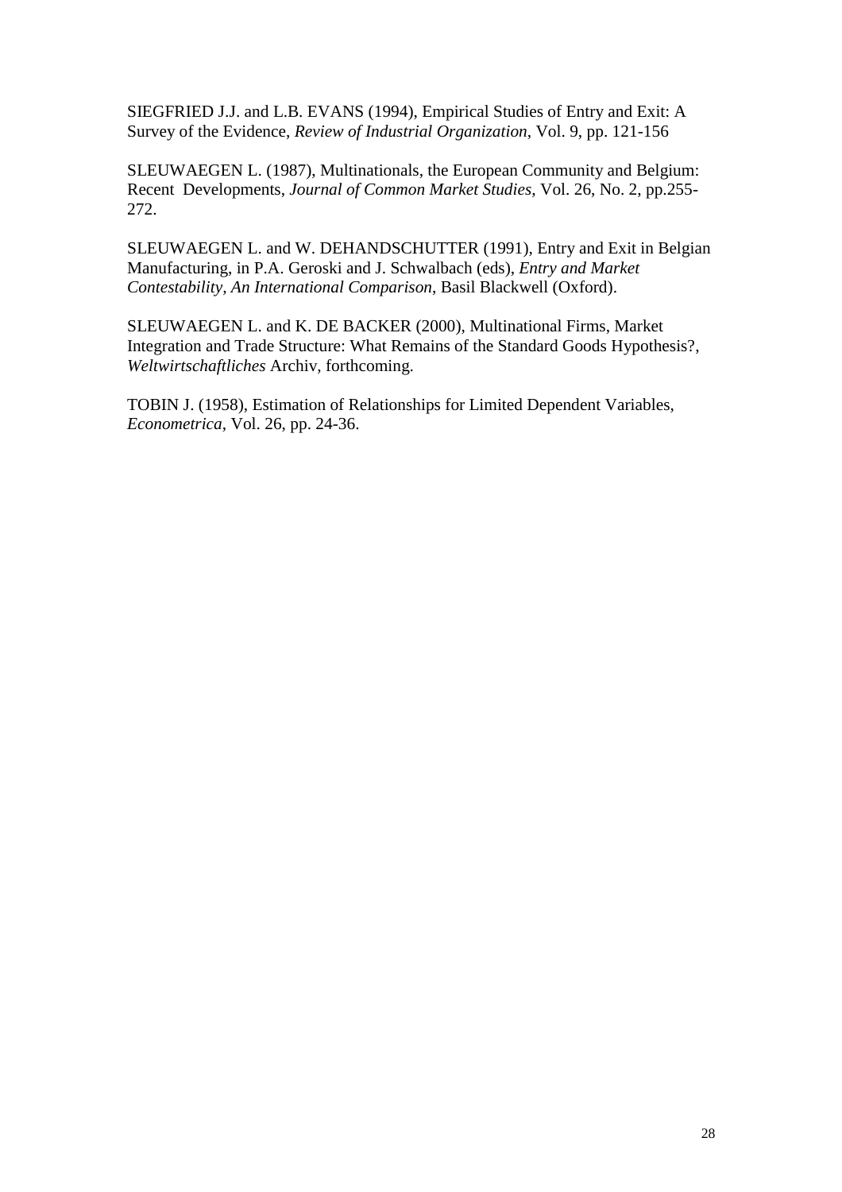SIEGFRIED J.J. and L.B. EVANS (1994), Empirical Studies of Entry and Exit: A Survey of the Evidence, *Review of Industrial Organization*, Vol. 9, pp. 121-156

SLEUWAEGEN L. (1987), Multinationals, the European Community and Belgium: Recent Developments, *Journal of Common Market Studies*, Vol. 26, No. 2, pp.255-272.

SLEUWAEGEN L. and W. DEHANDSCHUTTER (1991), Entry and Exit in Belgian Manufacturing, in P.A. Geroski and J. Schwalbach (eds), *Entry and Market Contestability, An International Comparison*, Basil Blackwell (Oxford).

SLEUWAEGEN L. and K. DE BACKER (2000), Multinational Firms, Market Integration and Trade Structure: What Remains of the Standard Goods Hypothesis?, *Weltwirtschaftliches* Archiv, forthcoming.

TOBIN J. (1958), Estimation of Relationships for Limited Dependent Variables, *Econometrica*, Vol. 26, pp. 24-36.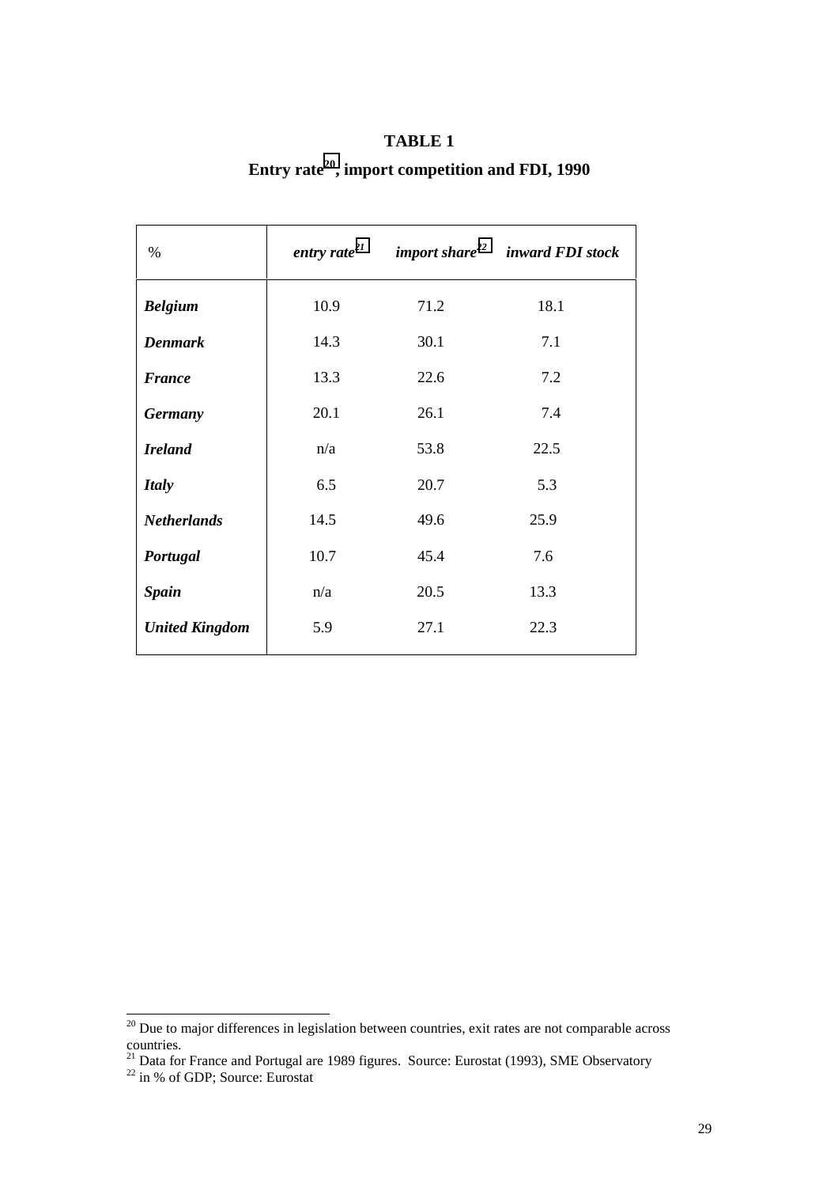# TABLE 1

## Entry rate[20], import competition and FDI, 1990

| % | *entry rate*[21] | *import share*[22] | *inward FDI stock* |
|---|---|---|---|
| ***Belgium*** | 10.9 | 71.2 | 18.1 |
| ***Denmark*** | 14.3 | 30.1 | 7.1 |
| ***France*** | 13.3 | 22.6 | 7.2 |
| ***Germany*** | 20.1 | 26.1 | 7.4 |
| ***Ireland*** | n/a | 53.8 | 22.5 |
| ***Italy*** | 6.5 | 20.7 | 5.3 |
| ***Netherlands*** | 14.5 | 49.6 | 25.9 |
| ***Portugal*** | 10.7 | 45.4 | 7.6 |
| ***Spain*** | n/a | 20.5 | 13.3 |
| ***United Kingdom*** | 5.9 | 27.1 | 22.3 |

[20] Due to major differences in legislation between countries, exit rates are not comparable across countries.

[21] Data for France and Portugal are 1989 figures. Source: Eurostat (1993), SME Observatory

[22] in % of GDP; Source: Eurostat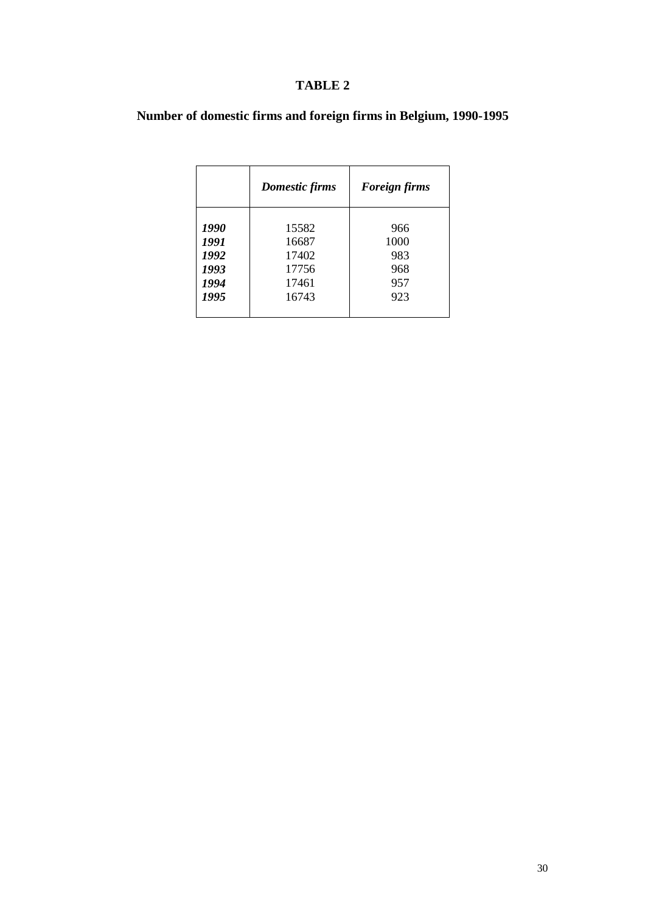# TABLE 2

## Number of domestic firms and foreign firms in Belgium, 1990-1995

| | *Domestic firms* | *Foreign firms* |
|---|---|---|
| ***1990*** | 15582 | 966 |
| ***1991*** | 16687 | 1000 |
| ***1992*** | 17402 | 983 |
| ***1993*** | 17756 | 968 |
| ***1994*** | 17461 | 957 |
| ***1995*** | 16743 | 923 |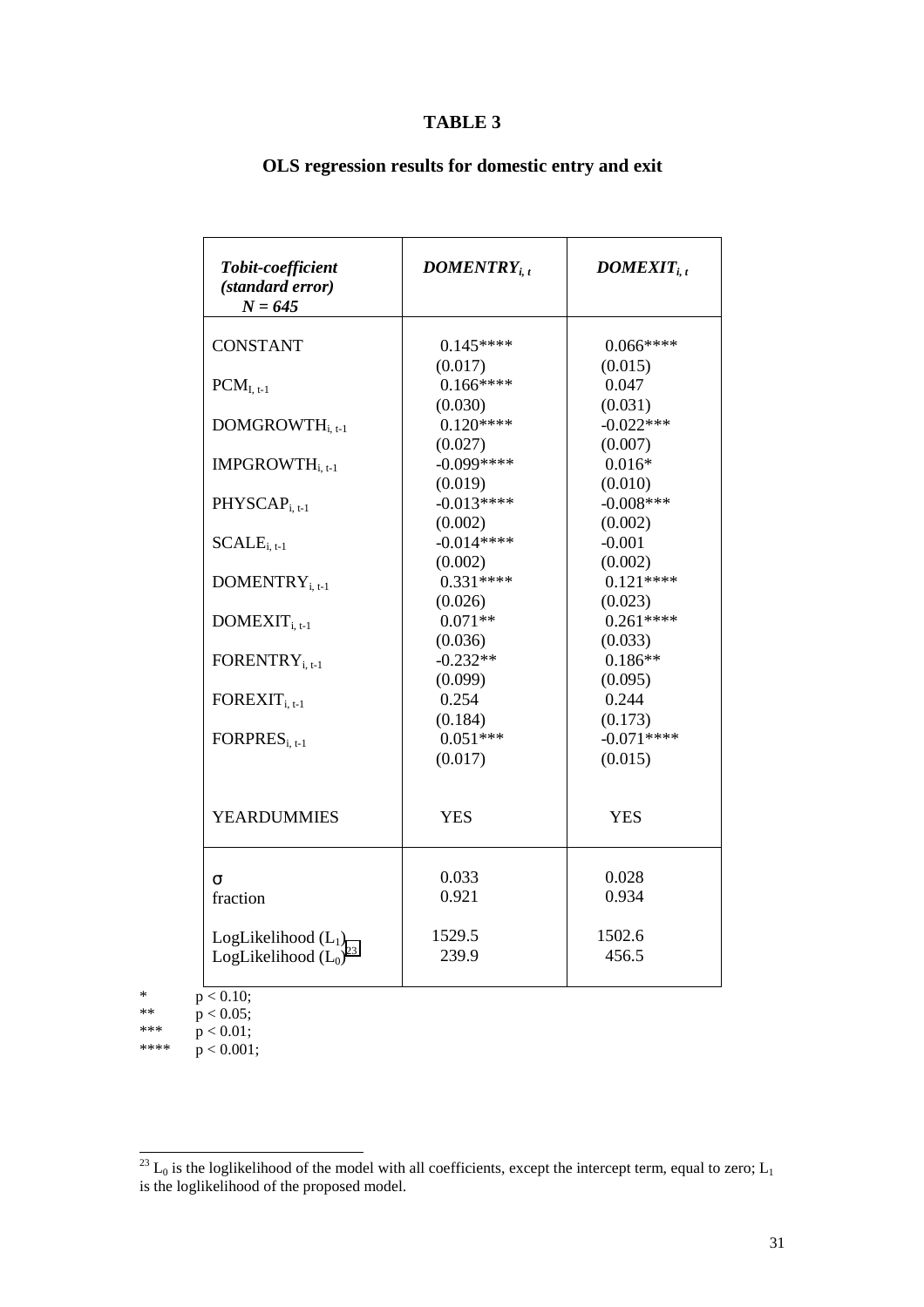## TABLE 3

### OLS regression results for domestic entry and exit

| ***Tobit-coefficient (standard error)*** ***N = 645*** | $DOMENTRY_{i,t}$ | $DOMEXIT_{i,t}$ |
|---|---|---|
| CONSTANT | 0.145**** | 0.066**** |
| | (0.017) | (0.015) |
| $PCM_{I,t-1}$ | 0.166**** | 0.047 |
| | (0.030) | (0.031) |
| $DOMGROWTH_{i,t-1}$ | 0.120**** | -0.022*** |
| | (0.027) | (0.007) |
| $IMPGROWTH_{i,t-1}$ | -0.099**** | 0.016* |
| | (0.019) | (0.010) |
| $PHYSCAP_{i,t-1}$ | -0.013**** | -0.008*** |
| | (0.002) | (0.002) |
| $SCALE_{i,t-1}$ | -0.014**** | -0.001 |
| | (0.002) | (0.002) |
| $DOMENTRY_{i,t-1}$ | 0.331**** | 0.121**** |
| | (0.026) | (0.023) |
| $DOMEXIT_{i,t-1}$ | 0.071** | 0.261**** |
| | (0.036) | (0.033) |
| $FORENTRY_{i,t-1}$ | -0.232** | 0.186** |
| | (0.099) | (0.095) |
| $FOREXIT_{i,t-1}$ | 0.254 | 0.244 |
| | (0.184) | (0.173) |
| $FORPRES_{i,t-1}$ | 0.051*** | -0.071**** |
| | (0.017) | (0.015) |
| YEARDUMMIES | YES | YES |
| $\sigma$ | 0.033 | 0.028 |
| fraction | 0.921 | 0.934 |
| LogLikelihood ($L_1$) | 1529.5 | 1502.6 |
| LogLikelihood ($L_0$)[23] | 239.9 | 456.5 |

\* $p < 0.10$;
\** $p < 0.05$;
\*** $p < 0.01$;
\**** $p < 0.001$;

[23] $L_0$ is the loglikelihood of the model with all coefficients, except the intercept term, equal to zero; $L_1$ is the loglikelihood of the proposed model.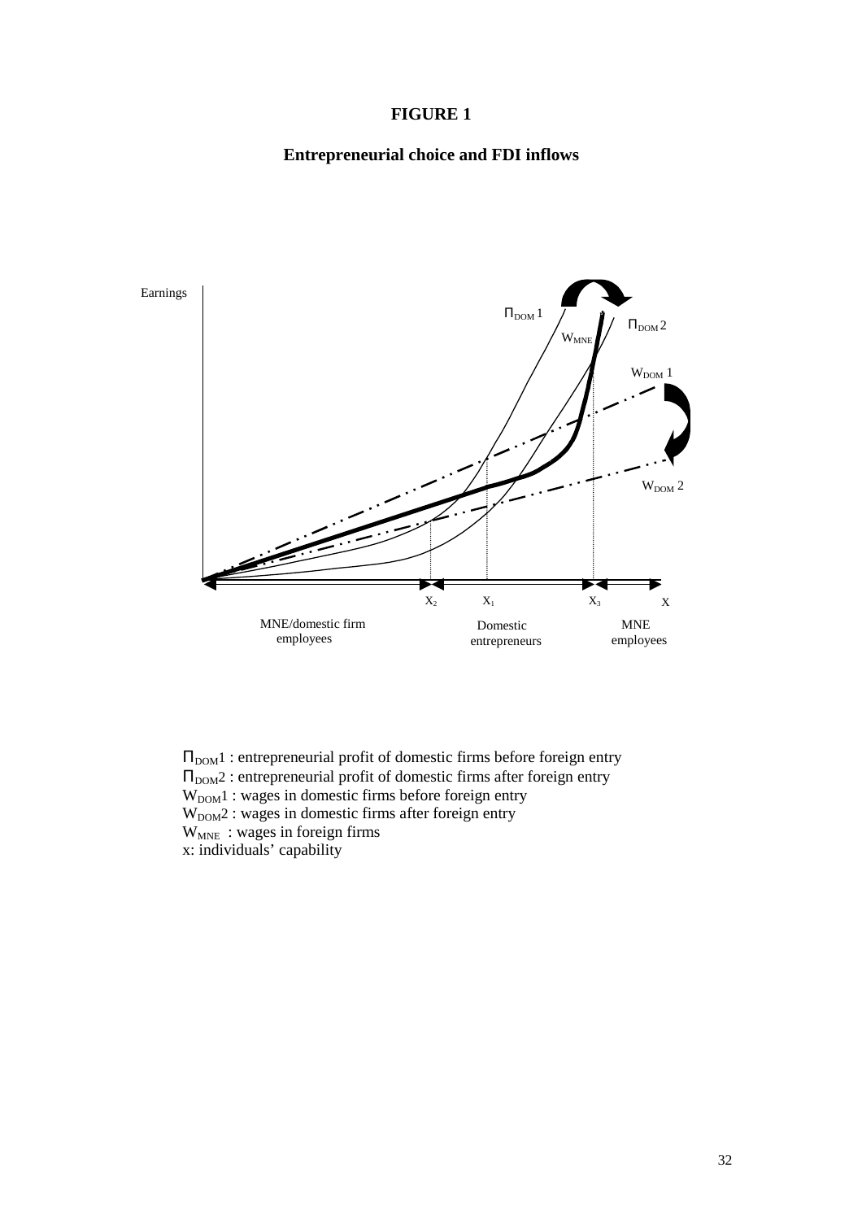**FIGURE 1**

**Entrepreneurial choice and FDI inflows**

$\Pi_{DOM}1$ : entrepreneurial profit of domestic firms before foreign entry
$\Pi_{DOM}2$ : entrepreneurial profit of domestic firms after foreign entry
$W_{DOM}1$ : wages in domestic firms before foreign entry
$W_{DOM}2$ : wages in domestic firms after foreign entry
$W_{MNE}$ : wages in foreign firms
x: individuals' capability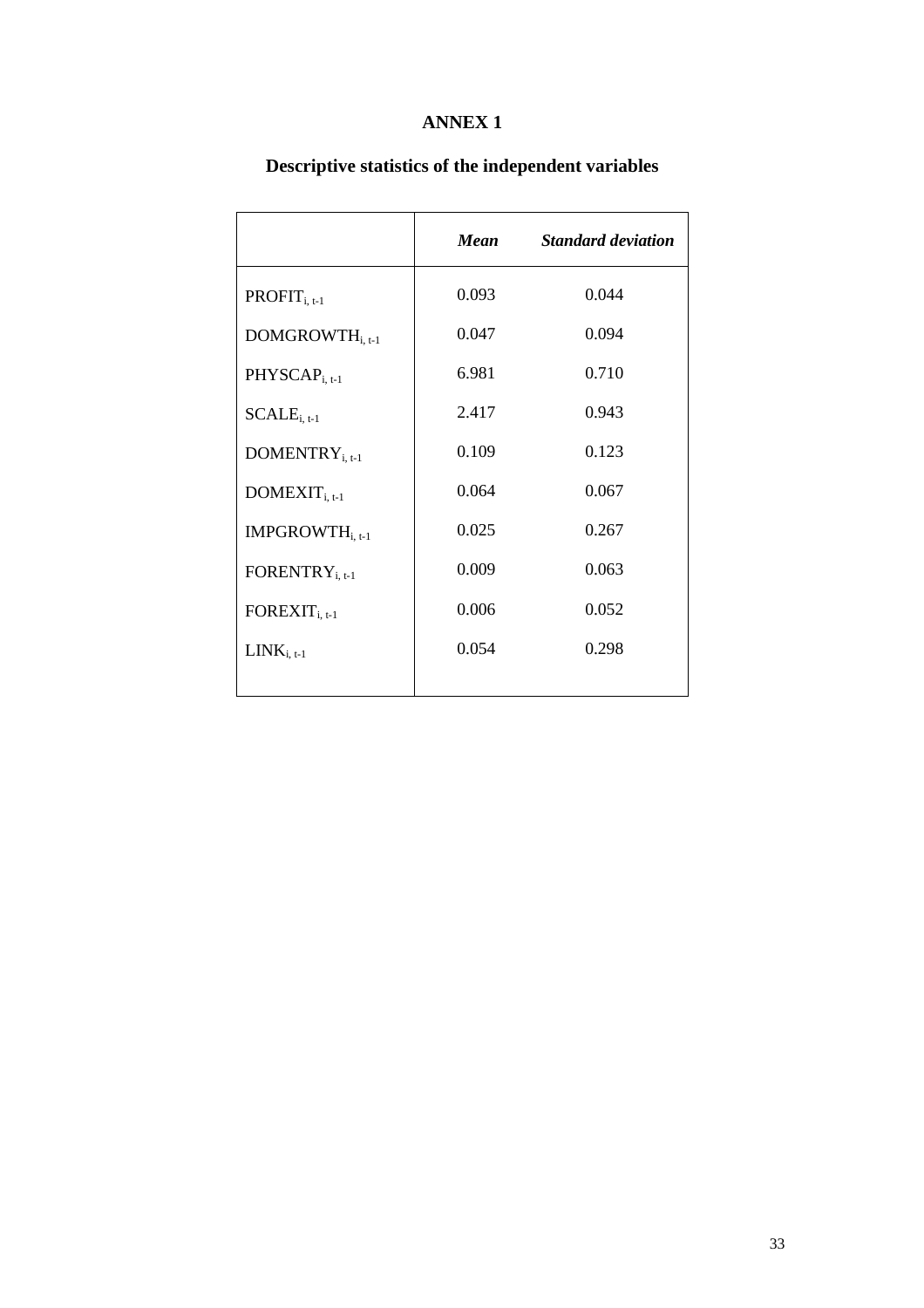# ANNEX 1

## Descriptive statistics of the independent variables

| | *Mean* | *Standard deviation* |
|---|---|---|
| $PROFIT_{i,\ t-1}$ | 0.093 | 0.044 |
| $DOMGROWTH_{i,\ t-1}$ | 0.047 | 0.094 |
| $PHYSCAP_{i,\ t-1}$ | 6.981 | 0.710 |
| $SCALE_{i,\ t-1}$ | 2.417 | 0.943 |
| $DOMENTRY_{i,\ t-1}$ | 0.109 | 0.123 |
| $DOMEXIT_{i,\ t-1}$ | 0.064 | 0.067 |
| $IMPGROWTH_{i,\ t-1}$ | 0.025 | 0.267 |
| $FORENTRY_{i,\ t-1}$ | 0.009 | 0.063 |
| $FOREXIT_{i,\ t-1}$ | 0.006 | 0.052 |
| $LINK_{i,\ t-1}$ | 0.054 | 0.298 |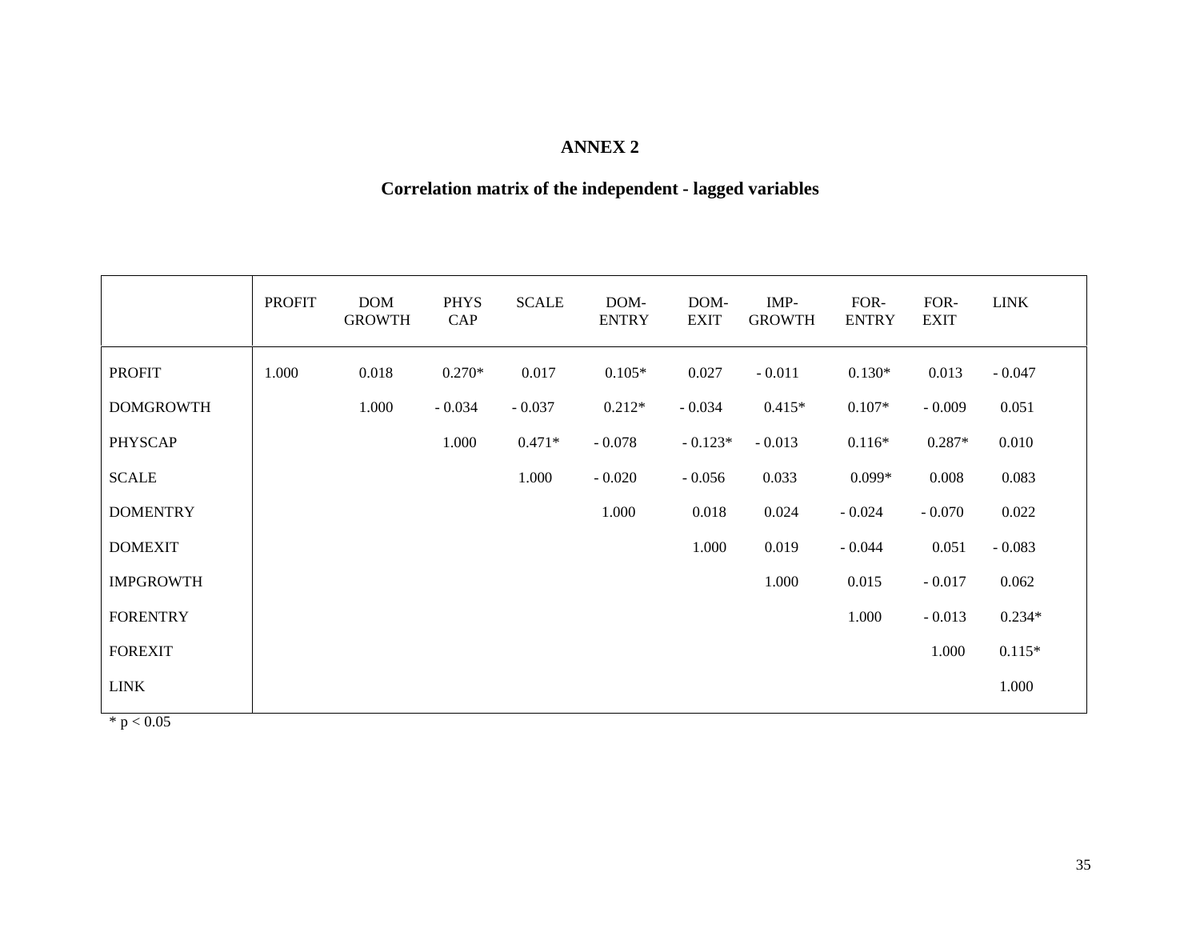# ANNEX 2

## Correlation matrix of the independent - lagged variables

| | PROFIT | DOM GROWTH | PHYS CAP | SCALE | DOM-ENTRY | DOM-EXIT | IMP-GROWTH | FOR-ENTRY | FOR-EXIT | LINK |
|---|---|---|---|---|---|---|---|---|---|---|
| PROFIT | 1.000 | 0.018 | 0.270* | 0.017 | 0.105* | 0.027 | - 0.011 | 0.130* | 0.013 | - 0.047 |
| DOMGROWTH | | 1.000 | - 0.034 | - 0.037 | 0.212* | - 0.034 | 0.415* | 0.107* | - 0.009 | 0.051 |
| PHYSCAP | | | 1.000 | 0.471* | - 0.078 | - 0.123* | - 0.013 | 0.116* | 0.287* | 0.010 |
| SCALE | | | | 1.000 | - 0.020 | - 0.056 | 0.033 | 0.099* | 0.008 | 0.083 |
| DOMENTRY | | | | | 1.000 | 0.018 | 0.024 | - 0.024 | - 0.070 | 0.022 |
| DOMEXIT | | | | | | 1.000 | 0.019 | - 0.044 | 0.051 | - 0.083 |
| IMPGROWTH | | | | | | | 1.000 | 0.015 | - 0.017 | 0.062 |
| FORENTRY | | | | | | | | 1.000 | - 0.013 | 0.234* |
| FOREXIT | | | | | | | | | 1.000 | 0.115* |
| LINK | | | | | | | | | | 1.000 |

* $p < 0.05$